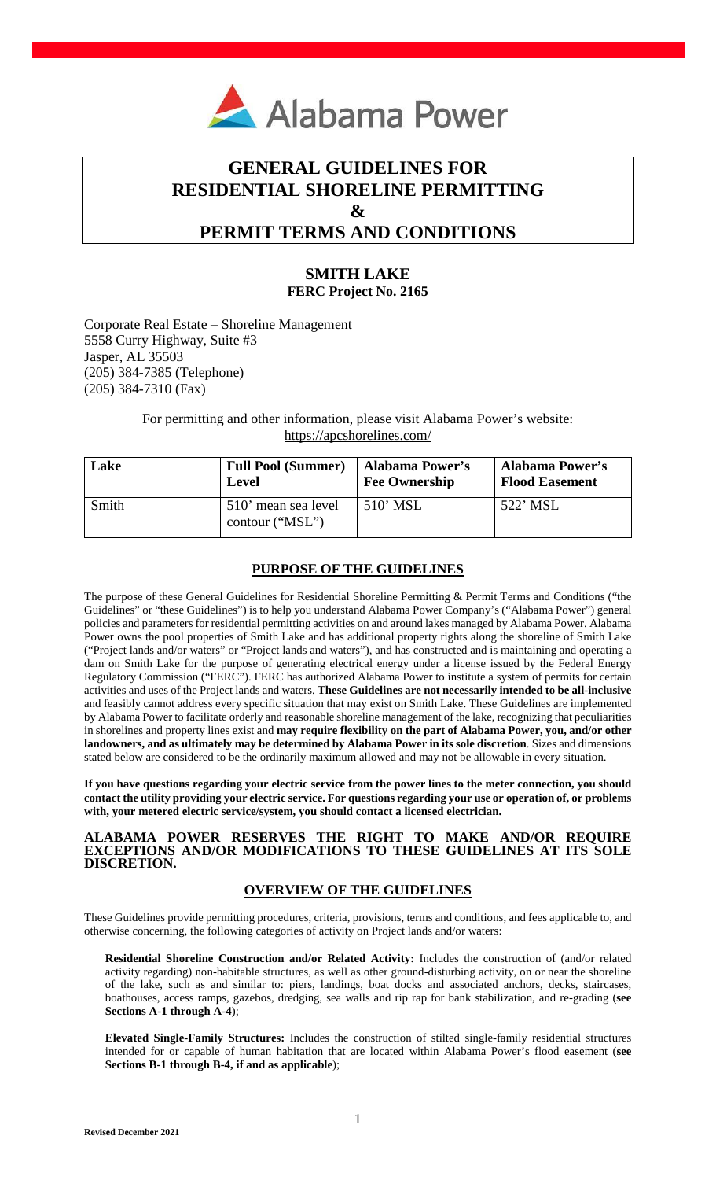# GENERAL GUIDELINES FOR RESIDENTIAL SHORELINE PERMITTING & PERMIT TERMS AND CONDITIONS

## SMITH LAKE
### FERC Project No. 2165

Corporate Real Estate – Shoreline Management
5558 Curry Highway, Suite #3
Jasper, AL 35503
(205) 384-7385 (Telephone)
(205) 384-7310 (Fax)

For permitting and other information, please visit Alabama Power's website:
https://apcshorelines.com/

| Lake | Full Pool (Summer) Level | Alabama Power's Fee Ownership | Alabama Power's Flood Easement |
|---|---|---|---|
| Smith | 510' mean sea level contour ("MSL") | 510' MSL | 522' MSL |

## PURPOSE OF THE GUIDELINES

The purpose of these General Guidelines for Residential Shoreline Permitting & Permit Terms and Conditions ("the Guidelines" or "these Guidelines") is to help you understand Alabama Power Company's ("Alabama Power") general policies and parameters for residential permitting activities on and around lakes managed by Alabama Power. Alabama Power owns the pool properties of Smith Lake and has additional property rights along the shoreline of Smith Lake ("Project lands and/or waters" or "Project lands and waters"), and has constructed and is maintaining and operating a dam on Smith Lake for the purpose of generating electrical energy under a license issued by the Federal Energy Regulatory Commission ("FERC"). FERC has authorized Alabama Power to institute a system of permits for certain activities and uses of the Project lands and waters. **These Guidelines are not necessarily intended to be all-inclusive** and feasibly cannot address every specific situation that may exist on Smith Lake. These Guidelines are implemented by Alabama Power to facilitate orderly and reasonable shoreline management of the lake, recognizing that peculiarities in shorelines and property lines exist and **may require flexibility on the part of Alabama Power, you, and/or other landowners, and as ultimately may be determined by Alabama Power in its sole discretion**. Sizes and dimensions stated below are considered to be the ordinarily maximum allowed and may not be allowable in every situation.

**If you have questions regarding your electric service from the power lines to the meter connection, you should contact the utility providing your electric service. For questions regarding your use or operation of, or problems with, your metered electric service/system, you should contact a licensed electrician.**

**ALABAMA POWER RESERVES THE RIGHT TO MAKE AND/OR REQUIRE EXCEPTIONS AND/OR MODIFICATIONS TO THESE GUIDELINES AT ITS SOLE DISCRETION.**

## OVERVIEW OF THE GUIDELINES

These Guidelines provide permitting procedures, criteria, provisions, terms and conditions, and fees applicable to, and otherwise concerning, the following categories of activity on Project lands and/or waters:

**Residential Shoreline Construction and/or Related Activity:** Includes the construction of (and/or related activity regarding) non-habitable structures, as well as other ground-disturbing activity, on or near the shoreline of the lake, such as and similar to: piers, landings, boat docks and associated anchors, decks, staircases, boathouses, access ramps, gazebos, dredging, sea walls and rip rap for bank stabilization, and re-grading (**see Sections A-1 through A-4**);

**Elevated Single-Family Structures:** Includes the construction of stilted single-family residential structures intended for or capable of human habitation that are located within Alabama Power's flood easement (**see Sections B-1 through B-4, if and as applicable**);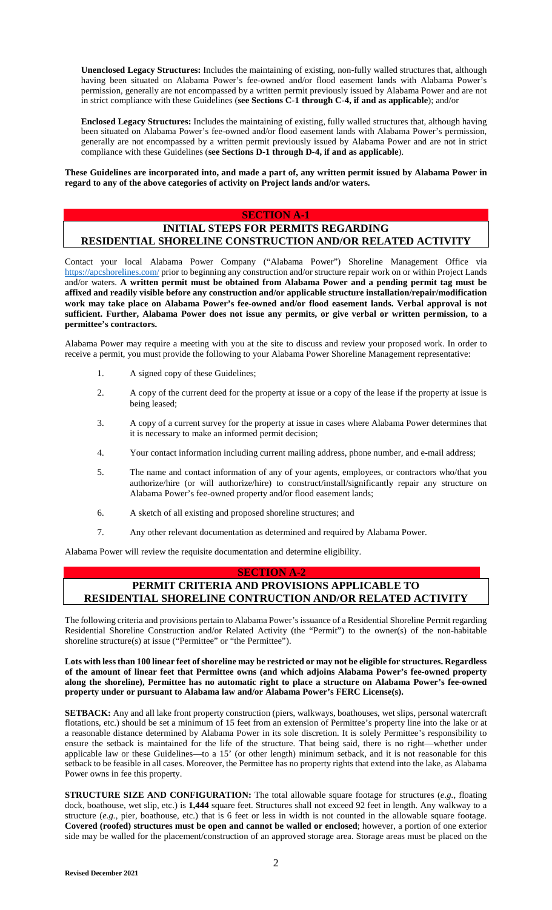**Unenclosed Legacy Structures:** Includes the maintaining of existing, non-fully walled structures that, although having been situated on Alabama Power's fee-owned and/or flood easement lands with Alabama Power's permission, generally are not encompassed by a written permit previously issued by Alabama Power and are not in strict compliance with these Guidelines (**see Sections C-1 through C-4, if and as applicable**); and/or

**Enclosed Legacy Structures:** Includes the maintaining of existing, fully walled structures that, although having been situated on Alabama Power's fee-owned and/or flood easement lands with Alabama Power's permission, generally are not encompassed by a written permit previously issued by Alabama Power and are not in strict compliance with these Guidelines (**see Sections D-1 through D-4, if and as applicable**).

**These Guidelines are incorporated into, and made a part of, any written permit issued by Alabama Power in regard to any of the above categories of activity on Project lands and/or waters.**

## SECTION A-1

## INITIAL STEPS FOR PERMITS REGARDING RESIDENTIAL SHORELINE CONSTRUCTION AND/OR RELATED ACTIVITY

Contact your local Alabama Power Company ("Alabama Power") Shoreline Management Office via https://apcshorelines.com/ prior to beginning any construction and/or structure repair work on or within Project Lands and/or waters. **A written permit must be obtained from Alabama Power and a pending permit tag must be affixed and readily visible before any construction and/or applicable structure installation/repair/modification work may take place on Alabama Power's fee-owned and/or flood easement lands. Verbal approval is not sufficient. Further, Alabama Power does not issue any permits, or give verbal or written permission, to a permittee's contractors.**

Alabama Power may require a meeting with you at the site to discuss and review your proposed work. In order to receive a permit, you must provide the following to your Alabama Power Shoreline Management representative:

1. A signed copy of these Guidelines;
2. A copy of the current deed for the property at issue or a copy of the lease if the property at issue is being leased;
3. A copy of a current survey for the property at issue in cases where Alabama Power determines that it is necessary to make an informed permit decision;
4. Your contact information including current mailing address, phone number, and e-mail address;
5. The name and contact information of any of your agents, employees, or contractors who/that you authorize/hire (or will authorize/hire) to construct/install/significantly repair any structure on Alabama Power's fee-owned property and/or flood easement lands;
6. A sketch of all existing and proposed shoreline structures; and
7. Any other relevant documentation as determined and required by Alabama Power.

Alabama Power will review the requisite documentation and determine eligibility.

## SECTION A-2

## PERMIT CRITERIA AND PROVISIONS APPLICABLE TO RESIDENTIAL SHORELINE CONTRUCTION AND/OR RELATED ACTIVITY

The following criteria and provisions pertain to Alabama Power's issuance of a Residential Shoreline Permit regarding Residential Shoreline Construction and/or Related Activity (the "Permit") to the owner(s) of the non-habitable shoreline structure(s) at issue ("Permittee" or "the Permittee").

**Lots with less than 100 linear feet of shoreline may be restricted or may not be eligible for structures. Regardless of the amount of linear feet that Permittee owns (and which adjoins Alabama Power's fee-owned property along the shoreline), Permittee has no automatic right to place a structure on Alabama Power's fee-owned property under or pursuant to Alabama law and/or Alabama Power's FERC License(s).**

**SETBACK:** Any and all lake front property construction (piers, walkways, boathouses, wet slips, personal watercraft flotations, etc.) should be set a minimum of 15 feet from an extension of Permittee's property line into the lake or at a reasonable distance determined by Alabama Power in its sole discretion. It is solely Permittee's responsibility to ensure the setback is maintained for the life of the structure. That being said, there is no right—whether under applicable law or these Guidelines—to a 15' (or other length) minimum setback, and it is not reasonable for this setback to be feasible in all cases. Moreover, the Permittee has no property rights that extend into the lake, as Alabama Power owns in fee this property.

**STRUCTURE SIZE AND CONFIGURATION:** The total allowable square footage for structures (*e.g.*, floating dock, boathouse, wet slip, etc.) is **1,444** square feet. Structures shall not exceed 92 feet in length. Any walkway to a structure (*e.g.*, pier, boathouse, etc.) that is 6 feet or less in width is not counted in the allowable square footage. **Covered (roofed) structures must be open and cannot be walled or enclosed**; however, a portion of one exterior side may be walled for the placement/construction of an approved storage area. Storage areas must be placed on the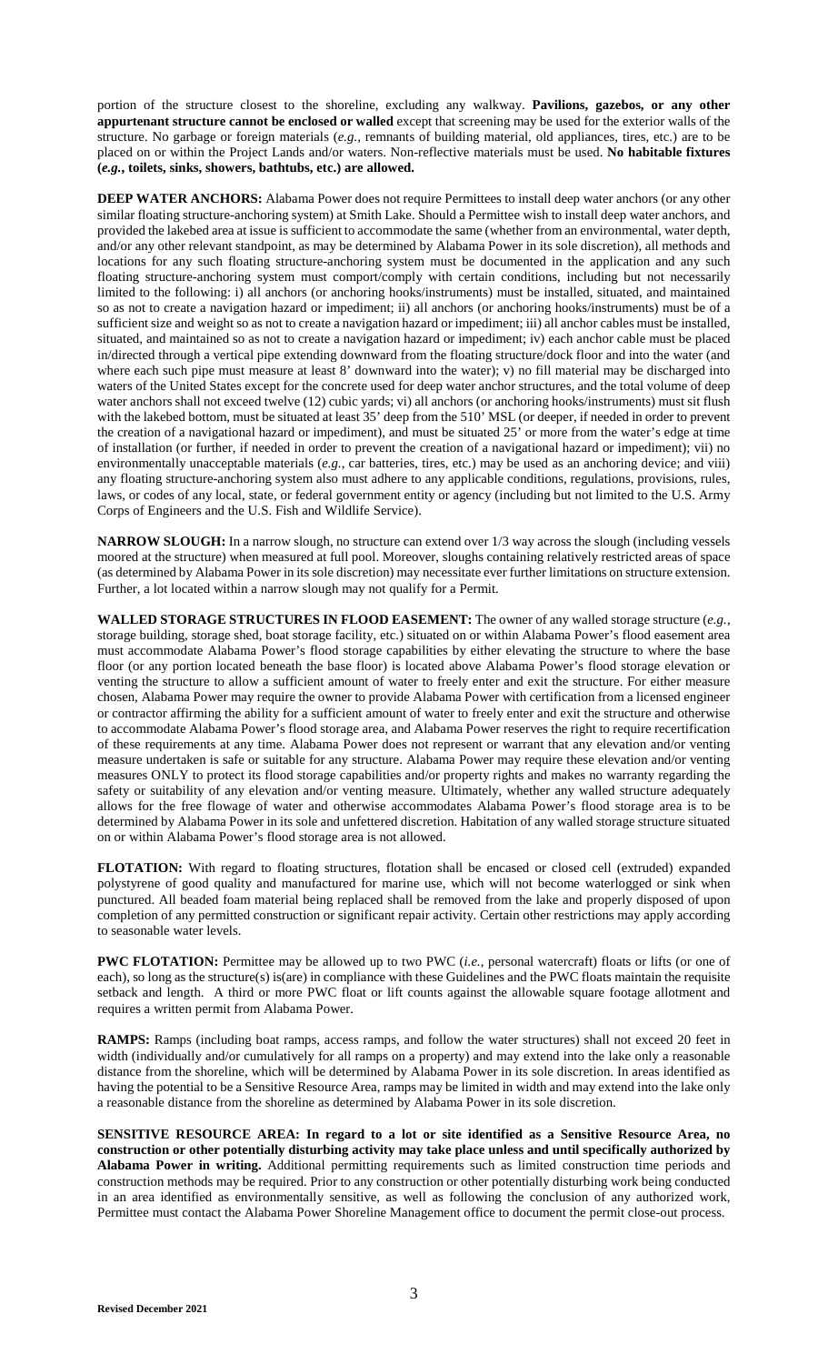portion of the structure closest to the shoreline, excluding any walkway. **Pavilions, gazebos, or any other appurtenant structure cannot be enclosed or walled** except that screening may be used for the exterior walls of the structure. No garbage or foreign materials (*e.g.*, remnants of building material, old appliances, tires, etc.) are to be placed on or within the Project Lands and/or waters. Non-reflective materials must be used. **No habitable fixtures (*e.g.*, toilets, sinks, showers, bathtubs, etc.) are allowed.**

**DEEP WATER ANCHORS:** Alabama Power does not require Permittees to install deep water anchors (or any other similar floating structure-anchoring system) at Smith Lake. Should a Permittee wish to install deep water anchors, and provided the lakebed area at issue is sufficient to accommodate the same (whether from an environmental, water depth, and/or any other relevant standpoint, as may be determined by Alabama Power in its sole discretion), all methods and locations for any such floating structure-anchoring system must be documented in the application and any such floating structure-anchoring system must comport/comply with certain conditions, including but not necessarily limited to the following: i) all anchors (or anchoring hooks/instruments) must be installed, situated, and maintained so as not to create a navigation hazard or impediment; ii) all anchors (or anchoring hooks/instruments) must be of a sufficient size and weight so as not to create a navigation hazard or impediment; iii) all anchor cables must be installed, situated, and maintained so as not to create a navigation hazard or impediment; iv) each anchor cable must be placed in/directed through a vertical pipe extending downward from the floating structure/dock floor and into the water (and where each such pipe must measure at least 8' downward into the water); v) no fill material may be discharged into waters of the United States except for the concrete used for deep water anchor structures, and the total volume of deep water anchors shall not exceed twelve (12) cubic yards; vi) all anchors (or anchoring hooks/instruments) must sit flush with the lakebed bottom, must be situated at least 35' deep from the 510' MSL (or deeper, if needed in order to prevent the creation of a navigational hazard or impediment), and must be situated 25' or more from the water's edge at time of installation (or further, if needed in order to prevent the creation of a navigational hazard or impediment); vii) no environmentally unacceptable materials (*e.g.*, car batteries, tires, etc.) may be used as an anchoring device; and viii) any floating structure-anchoring system also must adhere to any applicable conditions, regulations, provisions, rules, laws, or codes of any local, state, or federal government entity or agency (including but not limited to the U.S. Army Corps of Engineers and the U.S. Fish and Wildlife Service).

**NARROW SLOUGH:** In a narrow slough, no structure can extend over 1/3 way across the slough (including vessels moored at the structure) when measured at full pool. Moreover, sloughs containing relatively restricted areas of space (as determined by Alabama Power in its sole discretion) may necessitate ever further limitations on structure extension. Further, a lot located within a narrow slough may not qualify for a Permit.

**WALLED STORAGE STRUCTURES IN FLOOD EASEMENT:** The owner of any walled storage structure (*e.g.*, storage building, storage shed, boat storage facility, etc.) situated on or within Alabama Power's flood easement area must accommodate Alabama Power's flood storage capabilities by either elevating the structure to where the base floor (or any portion located beneath the base floor) is located above Alabama Power's flood storage elevation or venting the structure to allow a sufficient amount of water to freely enter and exit the structure. For either measure chosen, Alabama Power may require the owner to provide Alabama Power with certification from a licensed engineer or contractor affirming the ability for a sufficient amount of water to freely enter and exit the structure and otherwise to accommodate Alabama Power's flood storage area, and Alabama Power reserves the right to require recertification of these requirements at any time. Alabama Power does not represent or warrant that any elevation and/or venting measure undertaken is safe or suitable for any structure. Alabama Power may require these elevation and/or venting measures ONLY to protect its flood storage capabilities and/or property rights and makes no warranty regarding the safety or suitability of any elevation and/or venting measure. Ultimately, whether any walled structure adequately allows for the free flowage of water and otherwise accommodates Alabama Power's flood storage area is to be determined by Alabama Power in its sole and unfettered discretion. Habitation of any walled storage structure situated on or within Alabama Power's flood storage area is not allowed.

**FLOTATION:** With regard to floating structures, flotation shall be encased or closed cell (extruded) expanded polystyrene of good quality and manufactured for marine use, which will not become waterlogged or sink when punctured. All beaded foam material being replaced shall be removed from the lake and properly disposed of upon completion of any permitted construction or significant repair activity. Certain other restrictions may apply according to seasonable water levels.

**PWC FLOTATION:** Permittee may be allowed up to two PWC (*i.e.*, personal watercraft) floats or lifts (or one of each), so long as the structure(s) is(are) in compliance with these Guidelines and the PWC floats maintain the requisite setback and length. A third or more PWC float or lift counts against the allowable square footage allotment and requires a written permit from Alabama Power.

**RAMPS:** Ramps (including boat ramps, access ramps, and follow the water structures) shall not exceed 20 feet in width (individually and/or cumulatively for all ramps on a property) and may extend into the lake only a reasonable distance from the shoreline, which will be determined by Alabama Power in its sole discretion. In areas identified as having the potential to be a Sensitive Resource Area, ramps may be limited in width and may extend into the lake only a reasonable distance from the shoreline as determined by Alabama Power in its sole discretion.

**SENSITIVE RESOURCE AREA: In regard to a lot or site identified as a Sensitive Resource Area, no construction or other potentially disturbing activity may take place unless and until specifically authorized by Alabama Power in writing.** Additional permitting requirements such as limited construction time periods and construction methods may be required. Prior to any construction or other potentially disturbing work being conducted in an area identified as environmentally sensitive, as well as following the conclusion of any authorized work, Permittee must contact the Alabama Power Shoreline Management office to document the permit close-out process.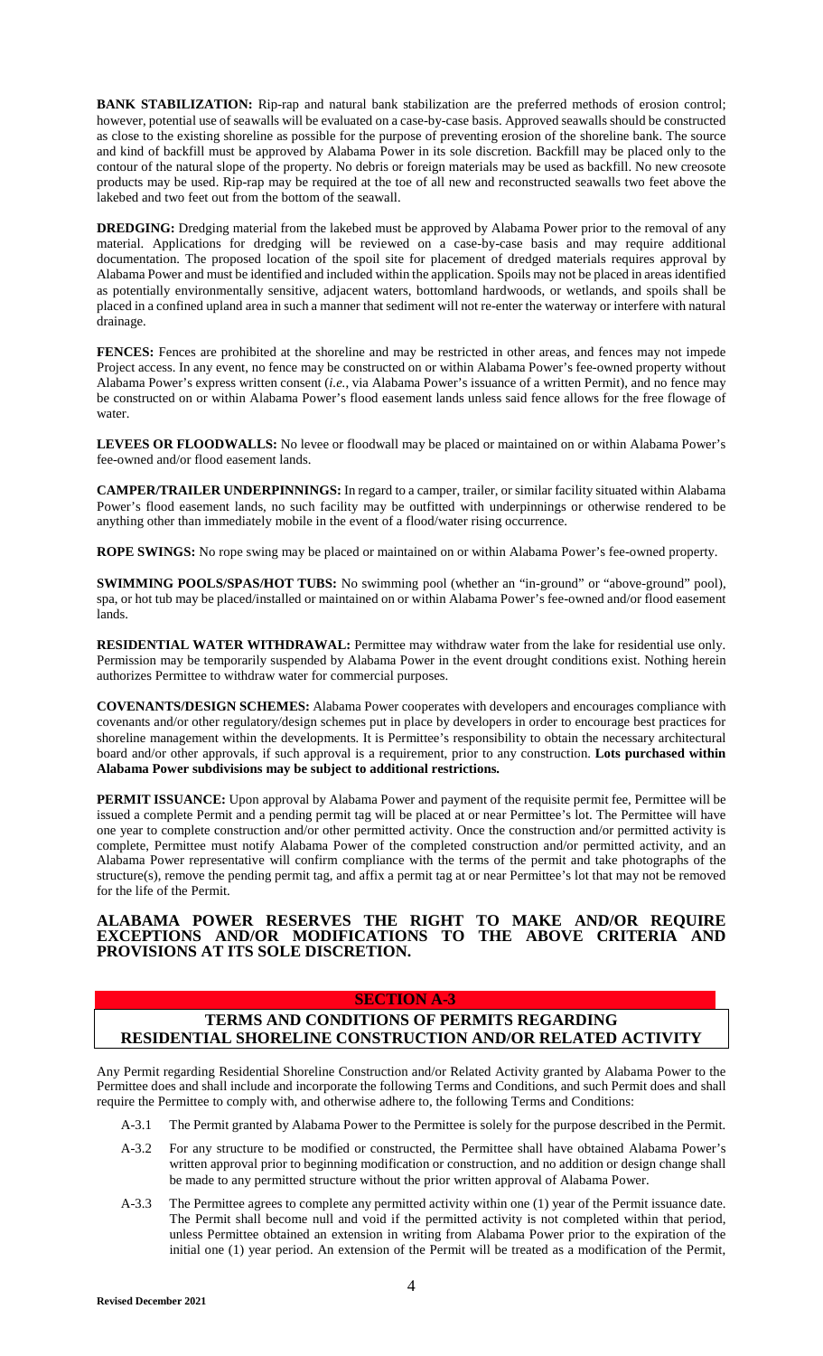**BANK STABILIZATION:** Rip-rap and natural bank stabilization are the preferred methods of erosion control; however, potential use of seawalls will be evaluated on a case-by-case basis. Approved seawalls should be constructed as close to the existing shoreline as possible for the purpose of preventing erosion of the shoreline bank. The source and kind of backfill must be approved by Alabama Power in its sole discretion. Backfill may be placed only to the contour of the natural slope of the property. No debris or foreign materials may be used as backfill. No new creosote products may be used. Rip-rap may be required at the toe of all new and reconstructed seawalls two feet above the lakebed and two feet out from the bottom of the seawall.

**DREDGING:** Dredging material from the lakebed must be approved by Alabama Power prior to the removal of any material. Applications for dredging will be reviewed on a case-by-case basis and may require additional documentation. The proposed location of the spoil site for placement of dredged materials requires approval by Alabama Power and must be identified and included within the application. Spoils may not be placed in areas identified as potentially environmentally sensitive, adjacent waters, bottomland hardwoods, or wetlands, and spoils shall be placed in a confined upland area in such a manner that sediment will not re-enter the waterway or interfere with natural drainage.

**FENCES:** Fences are prohibited at the shoreline and may be restricted in other areas, and fences may not impede Project access. In any event, no fence may be constructed on or within Alabama Power's fee-owned property without Alabama Power's express written consent (*i.e.*, via Alabama Power's issuance of a written Permit), and no fence may be constructed on or within Alabama Power's flood easement lands unless said fence allows for the free flowage of water.

**LEVEES OR FLOODWALLS:** No levee or floodwall may be placed or maintained on or within Alabama Power's fee-owned and/or flood easement lands.

**CAMPER/TRAILER UNDERPINNINGS:** In regard to a camper, trailer, or similar facility situated within Alabama Power's flood easement lands, no such facility may be outfitted with underpinnings or otherwise rendered to be anything other than immediately mobile in the event of a flood/water rising occurrence.

**ROPE SWINGS:** No rope swing may be placed or maintained on or within Alabama Power's fee-owned property.

**SWIMMING POOLS/SPAS/HOT TUBS:** No swimming pool (whether an "in-ground" or "above-ground" pool), spa, or hot tub may be placed/installed or maintained on or within Alabama Power's fee-owned and/or flood easement lands.

**RESIDENTIAL WATER WITHDRAWAL:** Permittee may withdraw water from the lake for residential use only. Permission may be temporarily suspended by Alabama Power in the event drought conditions exist. Nothing herein authorizes Permittee to withdraw water for commercial purposes.

**COVENANTS/DESIGN SCHEMES:** Alabama Power cooperates with developers and encourages compliance with covenants and/or other regulatory/design schemes put in place by developers in order to encourage best practices for shoreline management within the developments. It is Permittee's responsibility to obtain the necessary architectural board and/or other approvals, if such approval is a requirement, prior to any construction. **Lots purchased within Alabama Power subdivisions may be subject to additional restrictions.**

**PERMIT ISSUANCE:** Upon approval by Alabama Power and payment of the requisite permit fee, Permittee will be issued a complete Permit and a pending permit tag will be placed at or near Permittee's lot. The Permittee will have one year to complete construction and/or other permitted activity. Once the construction and/or permitted activity is complete, Permittee must notify Alabama Power of the completed construction and/or permitted activity, and an Alabama Power representative will confirm compliance with the terms of the permit and take photographs of the structure(s), remove the pending permit tag, and affix a permit tag at or near Permittee's lot that may not be removed for the life of the Permit.

**ALABAMA POWER RESERVES THE RIGHT TO MAKE AND/OR REQUIRE EXCEPTIONS AND/OR MODIFICATIONS TO THE ABOVE CRITERIA AND PROVISIONS AT ITS SOLE DISCRETION.**

## SECTION A-3

## TERMS AND CONDITIONS OF PERMITS REGARDING RESIDENTIAL SHORELINE CONSTRUCTION AND/OR RELATED ACTIVITY

Any Permit regarding Residential Shoreline Construction and/or Related Activity granted by Alabama Power to the Permittee does and shall include and incorporate the following Terms and Conditions, and such Permit does and shall require the Permittee to comply with, and otherwise adhere to, the following Terms and Conditions:

- A-3.1 The Permit granted by Alabama Power to the Permittee is solely for the purpose described in the Permit.
- A-3.2 For any structure to be modified or constructed, the Permittee shall have obtained Alabama Power's written approval prior to beginning modification or construction, and no addition or design change shall be made to any permitted structure without the prior written approval of Alabama Power.
- A-3.3 The Permittee agrees to complete any permitted activity within one (1) year of the Permit issuance date. The Permit shall become null and void if the permitted activity is not completed within that period, unless Permittee obtained an extension in writing from Alabama Power prior to the expiration of the initial one (1) year period. An extension of the Permit will be treated as a modification of the Permit,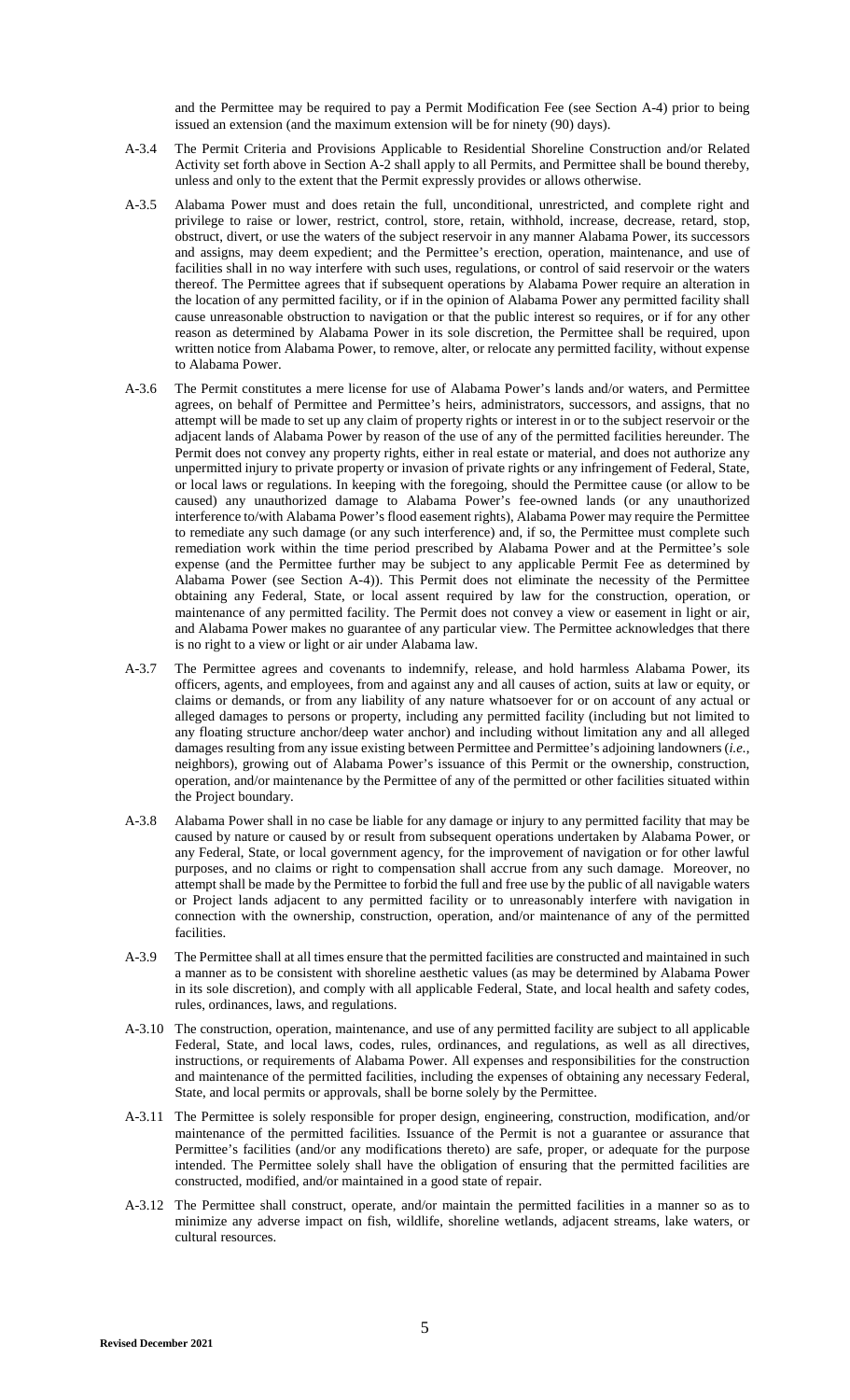and the Permittee may be required to pay a Permit Modification Fee (see Section A-4) prior to being issued an extension (and the maximum extension will be for ninety (90) days).

A-3.4 The Permit Criteria and Provisions Applicable to Residential Shoreline Construction and/or Related Activity set forth above in Section A-2 shall apply to all Permits, and Permittee shall be bound thereby, unless and only to the extent that the Permit expressly provides or allows otherwise.

A-3.5 Alabama Power must and does retain the full, unconditional, unrestricted, and complete right and privilege to raise or lower, restrict, control, store, retain, withhold, increase, decrease, retard, stop, obstruct, divert, or use the waters of the subject reservoir in any manner Alabama Power, its successors and assigns, may deem expedient; and the Permittee's erection, operation, maintenance, and use of facilities shall in no way interfere with such uses, regulations, or control of said reservoir or the waters thereof. The Permittee agrees that if subsequent operations by Alabama Power require an alteration in the location of any permitted facility, or if in the opinion of Alabama Power any permitted facility shall cause unreasonable obstruction to navigation or that the public interest so requires, or if for any other reason as determined by Alabama Power in its sole discretion, the Permittee shall be required, upon written notice from Alabama Power, to remove, alter, or relocate any permitted facility, without expense to Alabama Power.

A-3.6 The Permit constitutes a mere license for use of Alabama Power's lands and/or waters, and Permittee agrees, on behalf of Permittee and Permittee's heirs, administrators, successors, and assigns, that no attempt will be made to set up any claim of property rights or interest in or to the subject reservoir or the adjacent lands of Alabama Power by reason of the use of any of the permitted facilities hereunder. The Permit does not convey any property rights, either in real estate or material, and does not authorize any unpermitted injury to private property or invasion of private rights or any infringement of Federal, State, or local laws or regulations. In keeping with the foregoing, should the Permittee cause (or allow to be caused) any unauthorized damage to Alabama Power's fee-owned lands (or any unauthorized interference to/with Alabama Power's flood easement rights), Alabama Power may require the Permittee to remediate any such damage (or any such interference) and, if so, the Permittee must complete such remediation work within the time period prescribed by Alabama Power and at the Permittee's sole expense (and the Permittee further may be subject to any applicable Permit Fee as determined by Alabama Power (see Section A-4)). This Permit does not eliminate the necessity of the Permittee obtaining any Federal, State, or local assent required by law for the construction, operation, or maintenance of any permitted facility. The Permit does not convey a view or easement in light or air, and Alabama Power makes no guarantee of any particular view. The Permittee acknowledges that there is no right to a view or light or air under Alabama law.

A-3.7 The Permittee agrees and covenants to indemnify, release, and hold harmless Alabama Power, its officers, agents, and employees, from and against any and all causes of action, suits at law or equity, or claims or demands, or from any liability of any nature whatsoever for or on account of any actual or alleged damages to persons or property, including any permitted facility (including but not limited to any floating structure anchor/deep water anchor) and including without limitation any and all alleged damages resulting from any issue existing between Permittee and Permittee's adjoining landowners (*i.e.*, neighbors), growing out of Alabama Power's issuance of this Permit or the ownership, construction, operation, and/or maintenance by the Permittee of any of the permitted or other facilities situated within the Project boundary.

A-3.8 Alabama Power shall in no case be liable for any damage or injury to any permitted facility that may be caused by nature or caused by or result from subsequent operations undertaken by Alabama Power, or any Federal, State, or local government agency, for the improvement of navigation or for other lawful purposes, and no claims or right to compensation shall accrue from any such damage. Moreover, no attempt shall be made by the Permittee to forbid the full and free use by the public of all navigable waters or Project lands adjacent to any permitted facility or to unreasonably interfere with navigation in connection with the ownership, construction, operation, and/or maintenance of any of the permitted facilities.

A-3.9 The Permittee shall at all times ensure that the permitted facilities are constructed and maintained in such a manner as to be consistent with shoreline aesthetic values (as may be determined by Alabama Power in its sole discretion), and comply with all applicable Federal, State, and local health and safety codes, rules, ordinances, laws, and regulations.

A-3.10 The construction, operation, maintenance, and use of any permitted facility are subject to all applicable Federal, State, and local laws, codes, rules, ordinances, and regulations, as well as all directives, instructions, or requirements of Alabama Power. All expenses and responsibilities for the construction and maintenance of the permitted facilities, including the expenses of obtaining any necessary Federal, State, and local permits or approvals, shall be borne solely by the Permittee.

A-3.11 The Permittee is solely responsible for proper design, engineering, construction, modification, and/or maintenance of the permitted facilities. Issuance of the Permit is not a guarantee or assurance that Permittee's facilities (and/or any modifications thereto) are safe, proper, or adequate for the purpose intended. The Permittee solely shall have the obligation of ensuring that the permitted facilities are constructed, modified, and/or maintained in a good state of repair.

A-3.12 The Permittee shall construct, operate, and/or maintain the permitted facilities in a manner so as to minimize any adverse impact on fish, wildlife, shoreline wetlands, adjacent streams, lake waters, or cultural resources.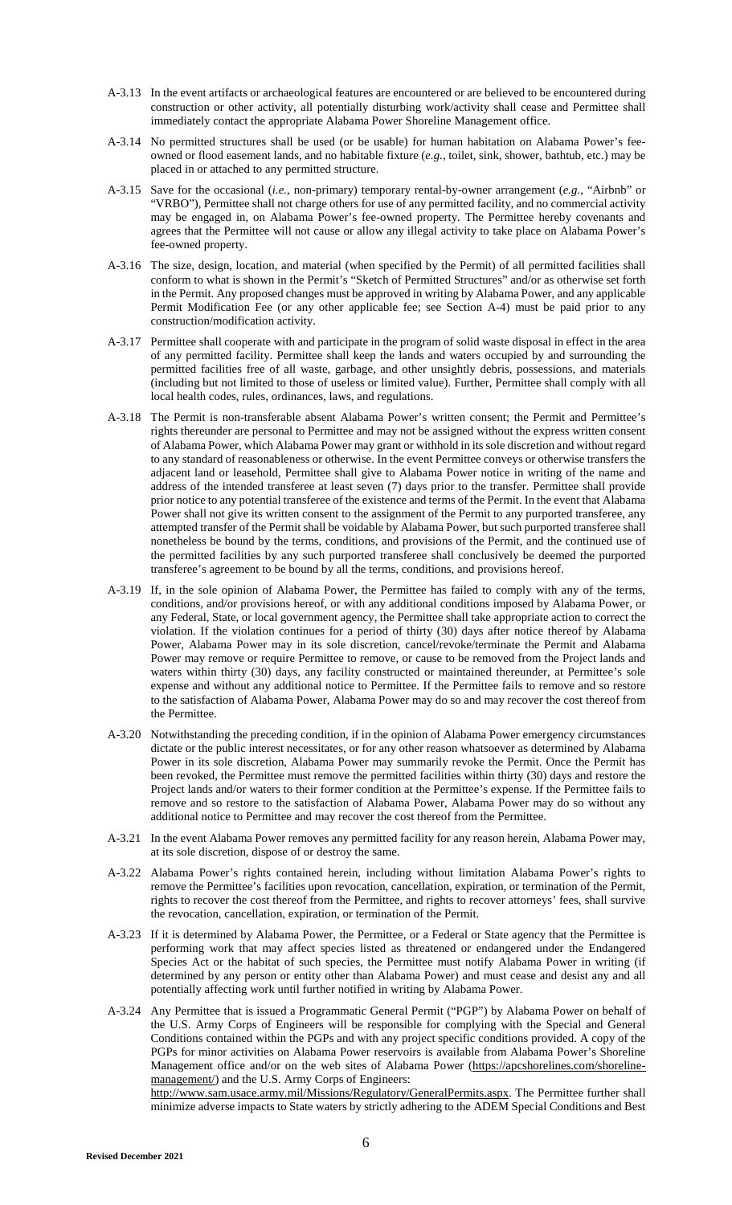A-3.13 In the event artifacts or archaeological features are encountered or are believed to be encountered during construction or other activity, all potentially disturbing work/activity shall cease and Permittee shall immediately contact the appropriate Alabama Power Shoreline Management office.

A-3.14 No permitted structures shall be used (or be usable) for human habitation on Alabama Power's fee-owned or flood easement lands, and no habitable fixture (*e.g.*, toilet, sink, shower, bathtub, etc.) may be placed in or attached to any permitted structure.

A-3.15 Save for the occasional (*i.e.*, non-primary) temporary rental-by-owner arrangement (*e.g.*, "Airbnb" or "VRBO"), Permittee shall not charge others for use of any permitted facility, and no commercial activity may be engaged in, on Alabama Power's fee-owned property. The Permittee hereby covenants and agrees that the Permittee will not cause or allow any illegal activity to take place on Alabama Power's fee-owned property.

A-3.16 The size, design, location, and material (when specified by the Permit) of all permitted facilities shall conform to what is shown in the Permit's "Sketch of Permitted Structures" and/or as otherwise set forth in the Permit. Any proposed changes must be approved in writing by Alabama Power, and any applicable Permit Modification Fee (or any other applicable fee; see Section A-4) must be paid prior to any construction/modification activity.

A-3.17 Permittee shall cooperate with and participate in the program of solid waste disposal in effect in the area of any permitted facility. Permittee shall keep the lands and waters occupied by and surrounding the permitted facilities free of all waste, garbage, and other unsightly debris, possessions, and materials (including but not limited to those of useless or limited value). Further, Permittee shall comply with all local health codes, rules, ordinances, laws, and regulations.

A-3.18 The Permit is non-transferable absent Alabama Power's written consent; the Permit and Permittee's rights thereunder are personal to Permittee and may not be assigned without the express written consent of Alabama Power, which Alabama Power may grant or withhold in its sole discretion and without regard to any standard of reasonableness or otherwise. In the event Permittee conveys or otherwise transfers the adjacent land or leasehold, Permittee shall give to Alabama Power notice in writing of the name and address of the intended transferee at least seven (7) days prior to the transfer. Permittee shall provide prior notice to any potential transferee of the existence and terms of the Permit. In the event that Alabama Power shall not give its written consent to the assignment of the Permit to any purported transferee, any attempted transfer of the Permit shall be voidable by Alabama Power, but such purported transferee shall nonetheless be bound by the terms, conditions, and provisions of the Permit, and the continued use of the permitted facilities by any such purported transferee shall conclusively be deemed the purported transferee's agreement to be bound by all the terms, conditions, and provisions hereof.

A-3.19 If, in the sole opinion of Alabama Power, the Permittee has failed to comply with any of the terms, conditions, and/or provisions hereof, or with any additional conditions imposed by Alabama Power, or any Federal, State, or local government agency, the Permittee shall take appropriate action to correct the violation. If the violation continues for a period of thirty (30) days after notice thereof by Alabama Power, Alabama Power may in its sole discretion, cancel/revoke/terminate the Permit and Alabama Power may remove or require Permittee to remove, or cause to be removed from the Project lands and waters within thirty (30) days, any facility constructed or maintained thereunder, at Permittee's sole expense and without any additional notice to Permittee. If the Permittee fails to remove and so restore to the satisfaction of Alabama Power, Alabama Power may do so and may recover the cost thereof from the Permittee.

A-3.20 Notwithstanding the preceding condition, if in the opinion of Alabama Power emergency circumstances dictate or the public interest necessitates, or for any other reason whatsoever as determined by Alabama Power in its sole discretion, Alabama Power may summarily revoke the Permit. Once the Permit has been revoked, the Permittee must remove the permitted facilities within thirty (30) days and restore the Project lands and/or waters to their former condition at the Permittee's expense. If the Permittee fails to remove and so restore to the satisfaction of Alabama Power, Alabama Power may do so without any additional notice to Permittee and may recover the cost thereof from the Permittee.

A-3.21 In the event Alabama Power removes any permitted facility for any reason herein, Alabama Power may, at its sole discretion, dispose of or destroy the same.

A-3.22 Alabama Power's rights contained herein, including without limitation Alabama Power's rights to remove the Permittee's facilities upon revocation, cancellation, expiration, or termination of the Permit, rights to recover the cost thereof from the Permittee, and rights to recover attorneys' fees, shall survive the revocation, cancellation, expiration, or termination of the Permit.

A-3.23 If it is determined by Alabama Power, the Permittee, or a Federal or State agency that the Permittee is performing work that may affect species listed as threatened or endangered under the Endangered Species Act or the habitat of such species, the Permittee must notify Alabama Power in writing (if determined by any person or entity other than Alabama Power) and must cease and desist any and all potentially affecting work until further notified in writing by Alabama Power.

A-3.24 Any Permittee that is issued a Programmatic General Permit ("PGP") by Alabama Power on behalf of the U.S. Army Corps of Engineers will be responsible for complying with the Special and General Conditions contained within the PGPs and with any project specific conditions provided. A copy of the PGPs for minor activities on Alabama Power reservoirs is available from Alabama Power's Shoreline Management office and/or on the web sites of Alabama Power (https://apcshorelines.com/shoreline-management/) and the U.S. Army Corps of Engineers: http://www.sam.usace.army.mil/Missions/Regulatory/GeneralPermits.aspx. The Permittee further shall minimize adverse impacts to State waters by strictly adhering to the ADEM Special Conditions and Best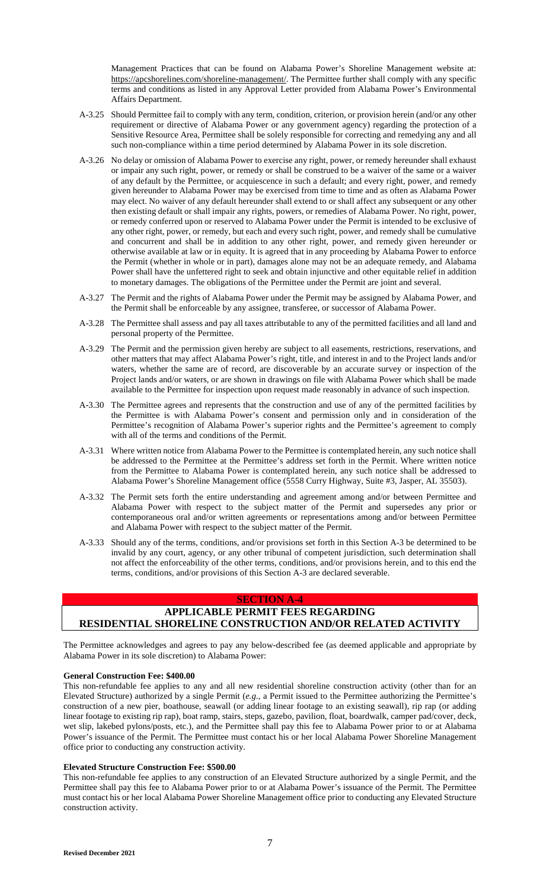Management Practices that can be found on Alabama Power's Shoreline Management website at: https://apcshorelines.com/shoreline-management/. The Permittee further shall comply with any specific terms and conditions as listed in any Approval Letter provided from Alabama Power's Environmental Affairs Department.

A-3.25 Should Permittee fail to comply with any term, condition, criterion, or provision herein (and/or any other requirement or directive of Alabama Power or any government agency) regarding the protection of a Sensitive Resource Area, Permittee shall be solely responsible for correcting and remedying any and all such non-compliance within a time period determined by Alabama Power in its sole discretion.

A-3.26 No delay or omission of Alabama Power to exercise any right, power, or remedy hereunder shall exhaust or impair any such right, power, or remedy or shall be construed to be a waiver of the same or a waiver of any default by the Permittee, or acquiescence in such a default; and every right, power, and remedy given hereunder to Alabama Power may be exercised from time to time and as often as Alabama Power may elect. No waiver of any default hereunder shall extend to or shall affect any subsequent or any other then existing default or shall impair any rights, powers, or remedies of Alabama Power. No right, power, or remedy conferred upon or reserved to Alabama Power under the Permit is intended to be exclusive of any other right, power, or remedy, but each and every such right, power, and remedy shall be cumulative and concurrent and shall be in addition to any other right, power, and remedy given hereunder or otherwise available at law or in equity. It is agreed that in any proceeding by Alabama Power to enforce the Permit (whether in whole or in part), damages alone may not be an adequate remedy, and Alabama Power shall have the unfettered right to seek and obtain injunctive and other equitable relief in addition to monetary damages. The obligations of the Permittee under the Permit are joint and several.

A-3.27 The Permit and the rights of Alabama Power under the Permit may be assigned by Alabama Power, and the Permit shall be enforceable by any assignee, transferee, or successor of Alabama Power.

A-3.28 The Permittee shall assess and pay all taxes attributable to any of the permitted facilities and all land and personal property of the Permittee.

A-3.29 The Permit and the permission given hereby are subject to all easements, restrictions, reservations, and other matters that may affect Alabama Power's right, title, and interest in and to the Project lands and/or waters, whether the same are of record, are discoverable by an accurate survey or inspection of the Project lands and/or waters, or are shown in drawings on file with Alabama Power which shall be made available to the Permittee for inspection upon request made reasonably in advance of such inspection.

A-3.30 The Permittee agrees and represents that the construction and use of any of the permitted facilities by the Permittee is with Alabama Power's consent and permission only and in consideration of the Permittee's recognition of Alabama Power's superior rights and the Permittee's agreement to comply with all of the terms and conditions of the Permit.

A-3.31 Where written notice from Alabama Power to the Permittee is contemplated herein, any such notice shall be addressed to the Permittee at the Permittee's address set forth in the Permit. Where written notice from the Permittee to Alabama Power is contemplated herein, any such notice shall be addressed to Alabama Power's Shoreline Management office (5558 Curry Highway, Suite #3, Jasper, AL 35503).

A-3.32 The Permit sets forth the entire understanding and agreement among and/or between Permittee and Alabama Power with respect to the subject matter of the Permit and supersedes any prior or contemporaneous oral and/or written agreements or representations among and/or between Permittee and Alabama Power with respect to the subject matter of the Permit.

A-3.33 Should any of the terms, conditions, and/or provisions set forth in this Section A-3 be determined to be invalid by any court, agency, or any other tribunal of competent jurisdiction, such determination shall not affect the enforceability of the other terms, conditions, and/or provisions herein, and to this end the terms, conditions, and/or provisions of this Section A-3 are declared severable.

## SECTION A-4

## APPLICABLE PERMIT FEES REGARDING RESIDENTIAL SHORELINE CONSTRUCTION AND/OR RELATED ACTIVITY

The Permittee acknowledges and agrees to pay any below-described fee (as deemed applicable and appropriate by Alabama Power in its sole discretion) to Alabama Power:

**General Construction Fee: $400.00**

This non-refundable fee applies to any and all new residential shoreline construction activity (other than for an Elevated Structure) authorized by a single Permit (*e.g.*, a Permit issued to the Permittee authorizing the Permittee's construction of a new pier, boathouse, seawall (or adding linear footage to an existing seawall), rip rap (or adding linear footage to existing rip rap), boat ramp, stairs, steps, gazebo, pavilion, float, boardwalk, camper pad/cover, deck, wet slip, lakebed pylons/posts, etc.), and the Permittee shall pay this fee to Alabama Power prior to or at Alabama Power's issuance of the Permit. The Permittee must contact his or her local Alabama Power Shoreline Management office prior to conducting any construction activity.

**Elevated Structure Construction Fee: $500.00**

This non-refundable fee applies to any construction of an Elevated Structure authorized by a single Permit, and the Permittee shall pay this fee to Alabama Power prior to or at Alabama Power's issuance of the Permit. The Permittee must contact his or her local Alabama Power Shoreline Management office prior to conducting any Elevated Structure construction activity.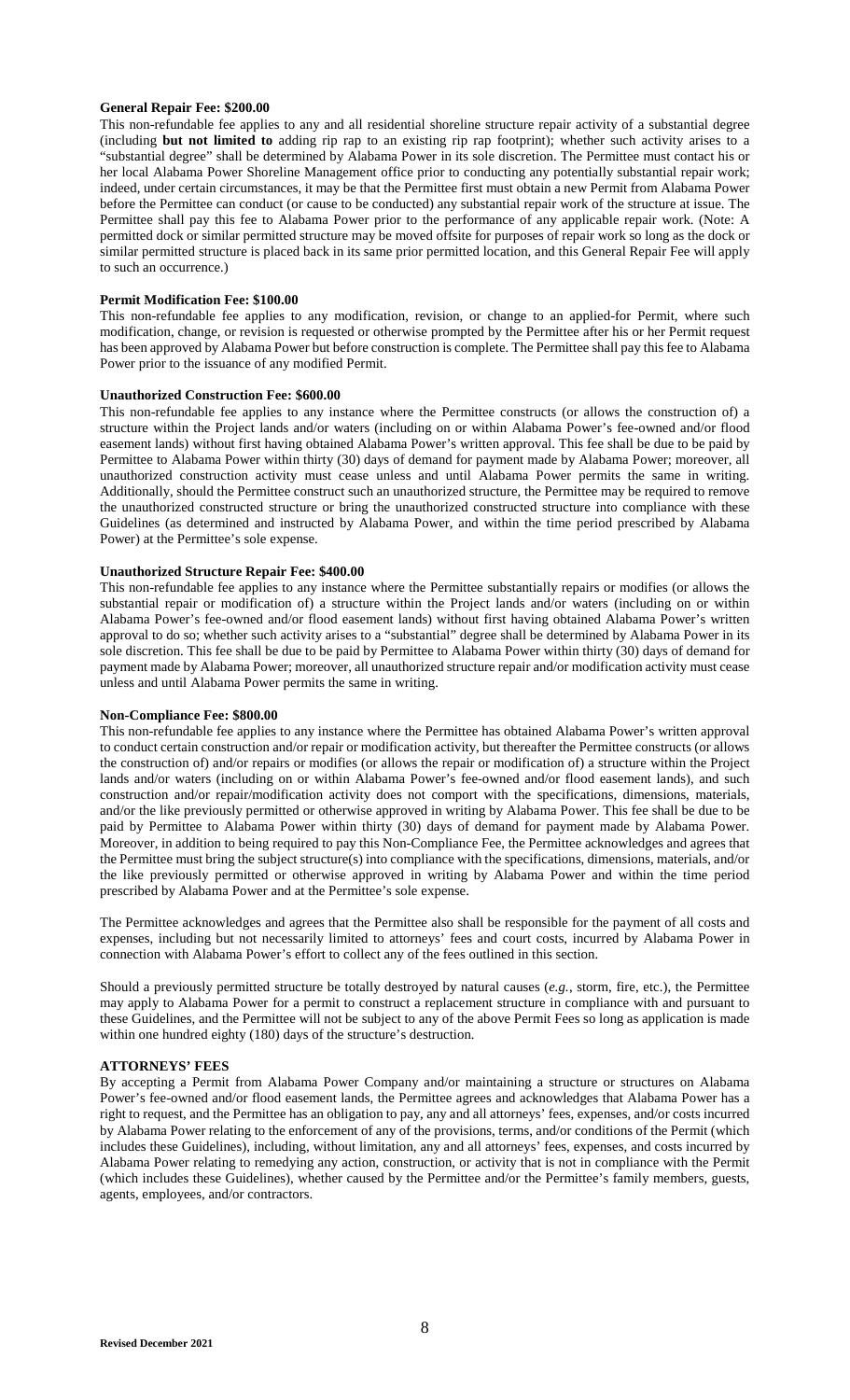**General Repair Fee: $200.00**

This non-refundable fee applies to any and all residential shoreline structure repair activity of a substantial degree (including **but not limited to** adding rip rap to an existing rip rap footprint); whether such activity arises to a "substantial degree" shall be determined by Alabama Power in its sole discretion. The Permittee must contact his or her local Alabama Power Shoreline Management office prior to conducting any potentially substantial repair work; indeed, under certain circumstances, it may be that the Permittee first must obtain a new Permit from Alabama Power before the Permittee can conduct (or cause to be conducted) any substantial repair work of the structure at issue. The Permittee shall pay this fee to Alabama Power prior to the performance of any applicable repair work. (Note: A permitted dock or similar permitted structure may be moved offsite for purposes of repair work so long as the dock or similar permitted structure is placed back in its same prior permitted location, and this General Repair Fee will apply to such an occurrence.)

**Permit Modification Fee: $100.00**

This non-refundable fee applies to any modification, revision, or change to an applied-for Permit, where such modification, change, or revision is requested or otherwise prompted by the Permittee after his or her Permit request has been approved by Alabama Power but before construction is complete. The Permittee shall pay this fee to Alabama Power prior to the issuance of any modified Permit.

**Unauthorized Construction Fee: $600.00**

This non-refundable fee applies to any instance where the Permittee constructs (or allows the construction of) a structure within the Project lands and/or waters (including on or within Alabama Power's fee-owned and/or flood easement lands) without first having obtained Alabama Power's written approval. This fee shall be due to be paid by Permittee to Alabama Power within thirty (30) days of demand for payment made by Alabama Power; moreover, all unauthorized construction activity must cease unless and until Alabama Power permits the same in writing. Additionally, should the Permittee construct such an unauthorized structure, the Permittee may be required to remove the unauthorized constructed structure or bring the unauthorized constructed structure into compliance with these Guidelines (as determined and instructed by Alabama Power, and within the time period prescribed by Alabama Power) at the Permittee's sole expense.

**Unauthorized Structure Repair Fee: $400.00**

This non-refundable fee applies to any instance where the Permittee substantially repairs or modifies (or allows the substantial repair or modification of) a structure within the Project lands and/or waters (including on or within Alabama Power's fee-owned and/or flood easement lands) without first having obtained Alabama Power's written approval to do so; whether such activity arises to a "substantial" degree shall be determined by Alabama Power in its sole discretion. This fee shall be due to be paid by Permittee to Alabama Power within thirty (30) days of demand for payment made by Alabama Power; moreover, all unauthorized structure repair and/or modification activity must cease unless and until Alabama Power permits the same in writing.

**Non-Compliance Fee: $800.00**

This non-refundable fee applies to any instance where the Permittee has obtained Alabama Power's written approval to conduct certain construction and/or repair or modification activity, but thereafter the Permittee constructs (or allows the construction of) and/or repairs or modifies (or allows the repair or modification of) a structure within the Project lands and/or waters (including on or within Alabama Power's fee-owned and/or flood easement lands), and such construction and/or repair/modification activity does not comport with the specifications, dimensions, materials, and/or the like previously permitted or otherwise approved in writing by Alabama Power. This fee shall be due to be paid by Permittee to Alabama Power within thirty (30) days of demand for payment made by Alabama Power. Moreover, in addition to being required to pay this Non-Compliance Fee, the Permittee acknowledges and agrees that the Permittee must bring the subject structure(s) into compliance with the specifications, dimensions, materials, and/or the like previously permitted or otherwise approved in writing by Alabama Power and within the time period prescribed by Alabama Power and at the Permittee's sole expense.

The Permittee acknowledges and agrees that the Permittee also shall be responsible for the payment of all costs and expenses, including but not necessarily limited to attorneys' fees and court costs, incurred by Alabama Power in connection with Alabama Power's effort to collect any of the fees outlined in this section.

Should a previously permitted structure be totally destroyed by natural causes (*e.g.*, storm, fire, etc.), the Permittee may apply to Alabama Power for a permit to construct a replacement structure in compliance with and pursuant to these Guidelines, and the Permittee will not be subject to any of the above Permit Fees so long as application is made within one hundred eighty (180) days of the structure's destruction.

**ATTORNEYS' FEES**

By accepting a Permit from Alabama Power Company and/or maintaining a structure or structures on Alabama Power's fee-owned and/or flood easement lands, the Permittee agrees and acknowledges that Alabama Power has a right to request, and the Permittee has an obligation to pay, any and all attorneys' fees, expenses, and/or costs incurred by Alabama Power relating to the enforcement of any of the provisions, terms, and/or conditions of the Permit (which includes these Guidelines), including, without limitation, any and all attorneys' fees, expenses, and costs incurred by Alabama Power relating to remedying any action, construction, or activity that is not in compliance with the Permit (which includes these Guidelines), whether caused by the Permittee and/or the Permittee's family members, guests, agents, employees, and/or contractors.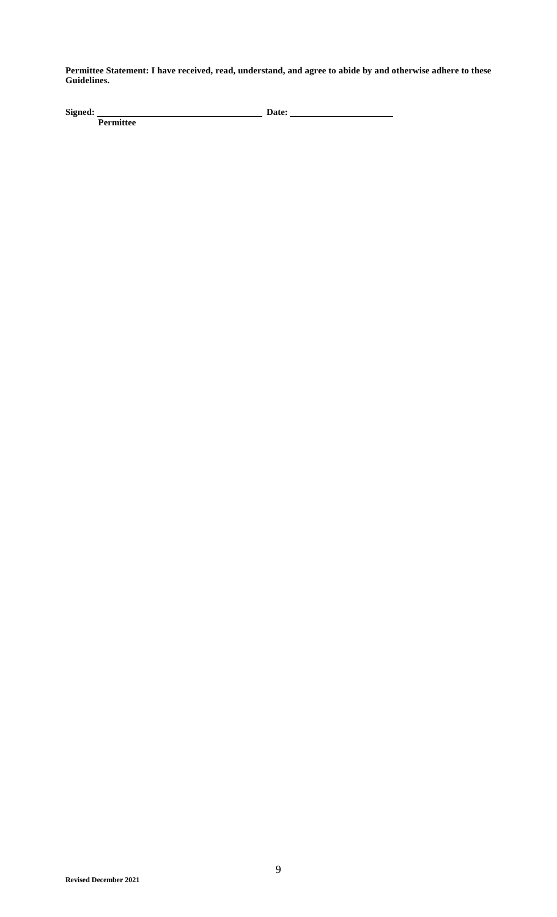**Permittee Statement: I have received, read, understand, and agree to abide by and otherwise adhere to these Guidelines.**

**Signed:** ________________________________ **Date:** ____________________
**Permittee**

**Revised December 2021**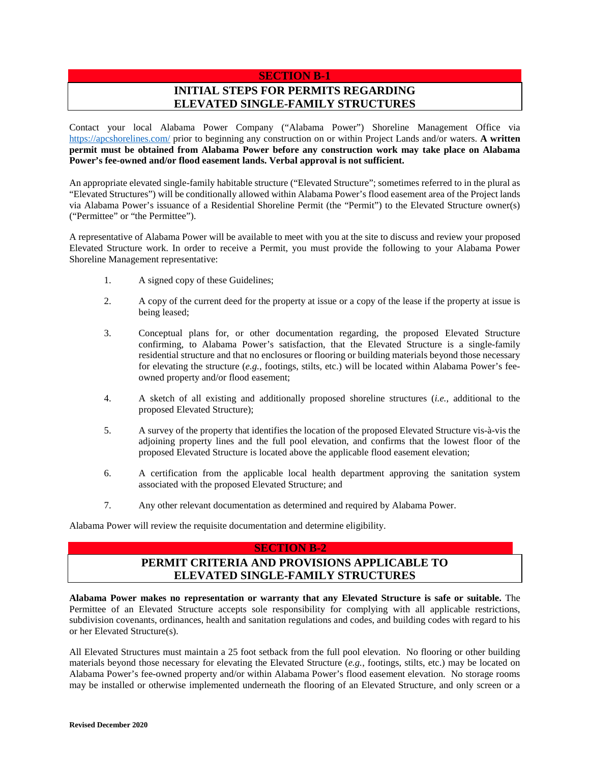## SECTION B-1

## INITIAL STEPS FOR PERMITS REGARDING ELEVATED SINGLE-FAMILY STRUCTURES

Contact your local Alabama Power Company ("Alabama Power") Shoreline Management Office via https://apcshorelines.com/ prior to beginning any construction on or within Project Lands and/or waters. **A written permit must be obtained from Alabama Power before any construction work may take place on Alabama Power's fee-owned and/or flood easement lands. Verbal approval is not sufficient.**

An appropriate elevated single-family habitable structure ("Elevated Structure"; sometimes referred to in the plural as "Elevated Structures") will be conditionally allowed within Alabama Power's flood easement area of the Project lands via Alabama Power's issuance of a Residential Shoreline Permit (the "Permit") to the Elevated Structure owner(s) ("Permittee" or "the Permittee").

A representative of Alabama Power will be available to meet with you at the site to discuss and review your proposed Elevated Structure work. In order to receive a Permit, you must provide the following to your Alabama Power Shoreline Management representative:

1. A signed copy of these Guidelines;
2. A copy of the current deed for the property at issue or a copy of the lease if the property at issue is being leased;
3. Conceptual plans for, or other documentation regarding, the proposed Elevated Structure confirming, to Alabama Power's satisfaction, that the Elevated Structure is a single-family residential structure and that no enclosures or flooring or building materials beyond those necessary for elevating the structure (*e.g.*, footings, stilts, etc.) will be located within Alabama Power's fee-owned property and/or flood easement;
4. A sketch of all existing and additionally proposed shoreline structures (*i.e.*, additional to the proposed Elevated Structure);
5. A survey of the property that identifies the location of the proposed Elevated Structure vis-à-vis the adjoining property lines and the full pool elevation, and confirms that the lowest floor of the proposed Elevated Structure is located above the applicable flood easement elevation;
6. A certification from the applicable local health department approving the sanitation system associated with the proposed Elevated Structure; and
7. Any other relevant documentation as determined and required by Alabama Power.

Alabama Power will review the requisite documentation and determine eligibility.

## SECTION B-2

## PERMIT CRITERIA AND PROVISIONS APPLICABLE TO ELEVATED SINGLE-FAMILY STRUCTURES

**Alabama Power makes no representation or warranty that any Elevated Structure is safe or suitable.** The Permittee of an Elevated Structure accepts sole responsibility for complying with all applicable restrictions, subdivision covenants, ordinances, health and sanitation regulations and codes, and building codes with regard to his or her Elevated Structure(s).

All Elevated Structures must maintain a 25 foot setback from the full pool elevation. No flooring or other building materials beyond those necessary for elevating the Elevated Structure (*e.g.*, footings, stilts, etc.) may be located on Alabama Power's fee-owned property and/or within Alabama Power's flood easement elevation. No storage rooms may be installed or otherwise implemented underneath the flooring of an Elevated Structure, and only screen or a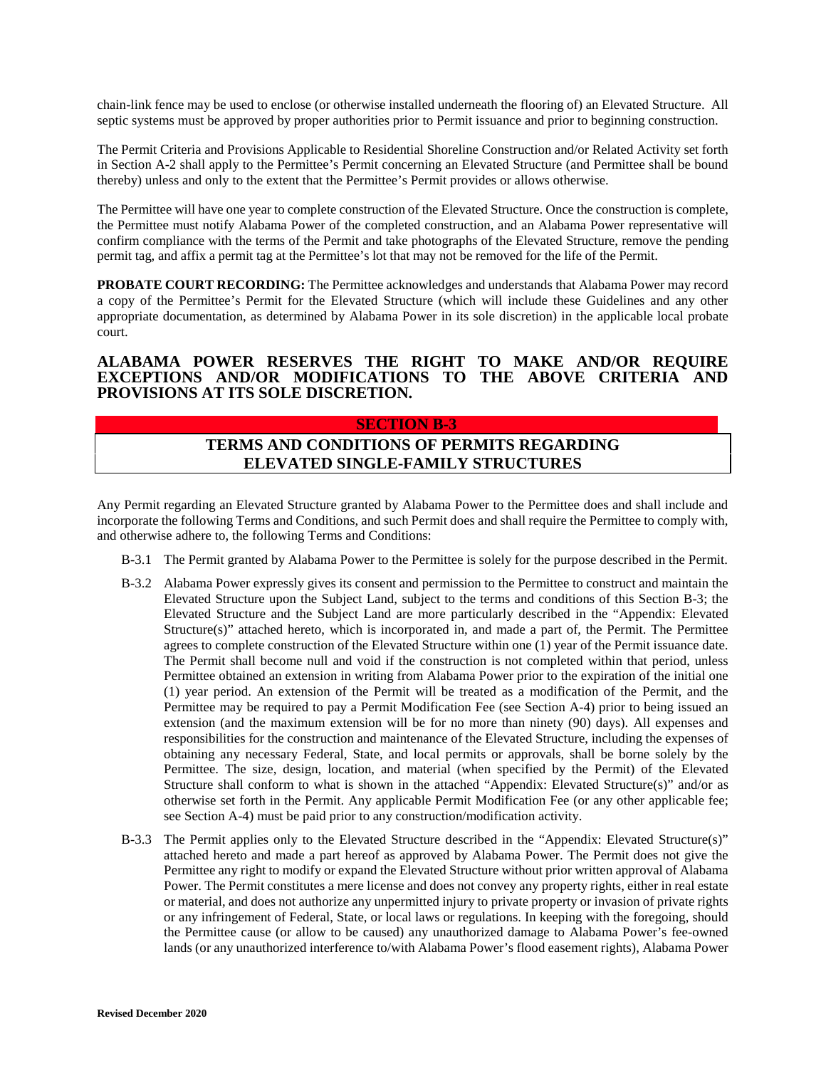chain-link fence may be used to enclose (or otherwise installed underneath the flooring of) an Elevated Structure. All septic systems must be approved by proper authorities prior to Permit issuance and prior to beginning construction.

The Permit Criteria and Provisions Applicable to Residential Shoreline Construction and/or Related Activity set forth in Section A-2 shall apply to the Permittee's Permit concerning an Elevated Structure (and Permittee shall be bound thereby) unless and only to the extent that the Permittee's Permit provides or allows otherwise.

The Permittee will have one year to complete construction of the Elevated Structure. Once the construction is complete, the Permittee must notify Alabama Power of the completed construction, and an Alabama Power representative will confirm compliance with the terms of the Permit and take photographs of the Elevated Structure, remove the pending permit tag, and affix a permit tag at the Permittee's lot that may not be removed for the life of the Permit.

**PROBATE COURT RECORDING:** The Permittee acknowledges and understands that Alabama Power may record a copy of the Permittee's Permit for the Elevated Structure (which will include these Guidelines and any other appropriate documentation, as determined by Alabama Power in its sole discretion) in the applicable local probate court.

**ALABAMA POWER RESERVES THE RIGHT TO MAKE AND/OR REQUIRE EXCEPTIONS AND/OR MODIFICATIONS TO THE ABOVE CRITERIA AND PROVISIONS AT ITS SOLE DISCRETION.**

## SECTION B-3

## TERMS AND CONDITIONS OF PERMITS REGARDING ELEVATED SINGLE-FAMILY STRUCTURES

Any Permit regarding an Elevated Structure granted by Alabama Power to the Permittee does and shall include and incorporate the following Terms and Conditions, and such Permit does and shall require the Permittee to comply with, and otherwise adhere to, the following Terms and Conditions:

B-3.1 The Permit granted by Alabama Power to the Permittee is solely for the purpose described in the Permit.

B-3.2 Alabama Power expressly gives its consent and permission to the Permittee to construct and maintain the Elevated Structure upon the Subject Land, subject to the terms and conditions of this Section B-3; the Elevated Structure and the Subject Land are more particularly described in the "Appendix: Elevated Structure(s)" attached hereto, which is incorporated in, and made a part of, the Permit. The Permittee agrees to complete construction of the Elevated Structure within one (1) year of the Permit issuance date. The Permit shall become null and void if the construction is not completed within that period, unless Permittee obtained an extension in writing from Alabama Power prior to the expiration of the initial one (1) year period. An extension of the Permit will be treated as a modification of the Permit, and the Permittee may be required to pay a Permit Modification Fee (see Section A-4) prior to being issued an extension (and the maximum extension will be for no more than ninety (90) days). All expenses and responsibilities for the construction and maintenance of the Elevated Structure, including the expenses of obtaining any necessary Federal, State, and local permits or approvals, shall be borne solely by the Permittee. The size, design, location, and material (when specified by the Permit) of the Elevated Structure shall conform to what is shown in the attached "Appendix: Elevated Structure(s)" and/or as otherwise set forth in the Permit. Any applicable Permit Modification Fee (or any other applicable fee; see Section A-4) must be paid prior to any construction/modification activity.

B-3.3 The Permit applies only to the Elevated Structure described in the "Appendix: Elevated Structure(s)" attached hereto and made a part hereof as approved by Alabama Power. The Permit does not give the Permittee any right to modify or expand the Elevated Structure without prior written approval of Alabama Power. The Permit constitutes a mere license and does not convey any property rights, either in real estate or material, and does not authorize any unpermitted injury to private property or invasion of private rights or any infringement of Federal, State, or local laws or regulations. In keeping with the foregoing, should the Permittee cause (or allow to be caused) any unauthorized damage to Alabama Power's fee-owned lands (or any unauthorized interference to/with Alabama Power's flood easement rights), Alabama Power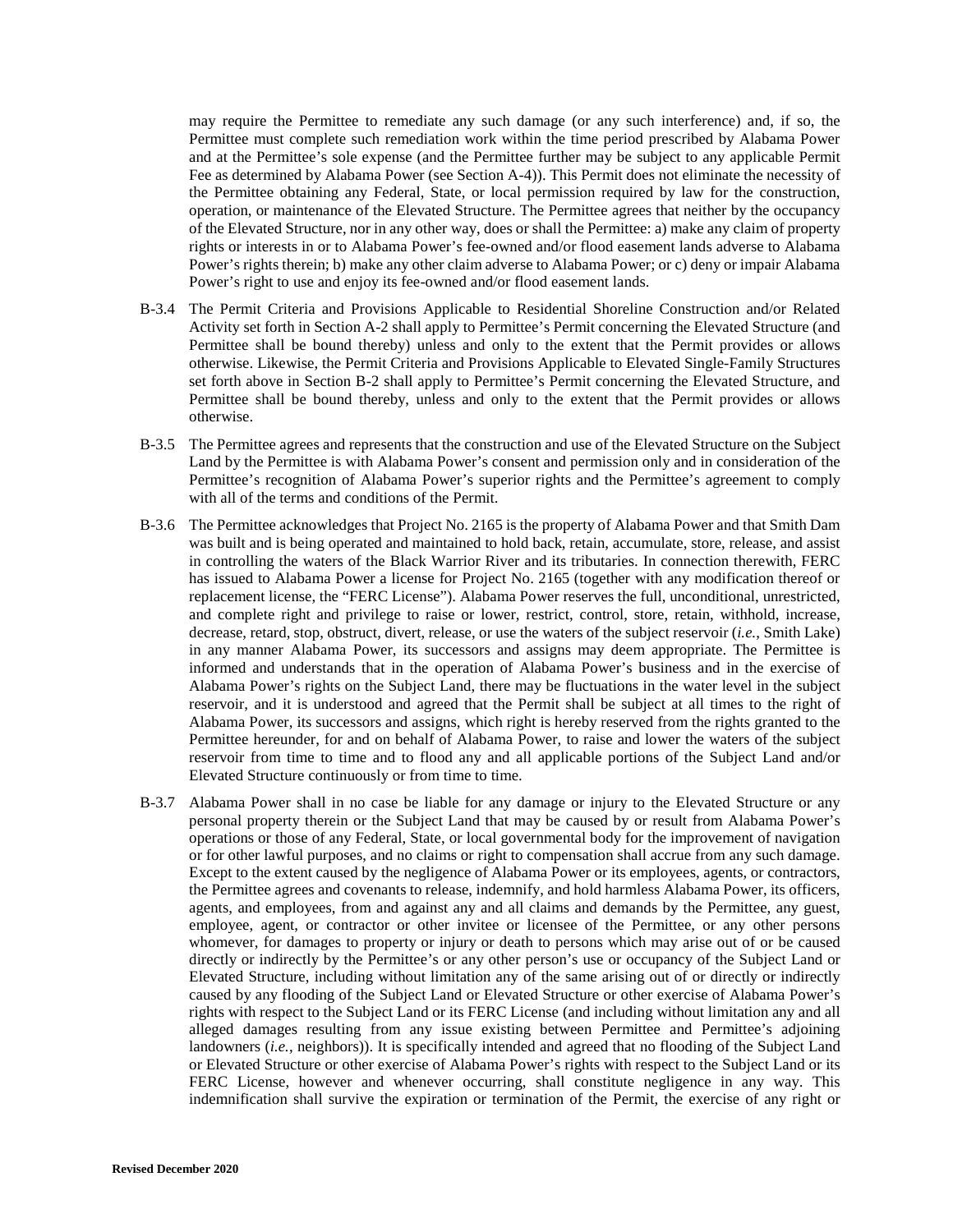may require the Permittee to remediate any such damage (or any such interference) and, if so, the Permittee must complete such remediation work within the time period prescribed by Alabama Power and at the Permittee's sole expense (and the Permittee further may be subject to any applicable Permit Fee as determined by Alabama Power (see Section A-4)). This Permit does not eliminate the necessity of the Permittee obtaining any Federal, State, or local permission required by law for the construction, operation, or maintenance of the Elevated Structure. The Permittee agrees that neither by the occupancy of the Elevated Structure, nor in any other way, does or shall the Permittee: a) make any claim of property rights or interests in or to Alabama Power's fee-owned and/or flood easement lands adverse to Alabama Power's rights therein; b) make any other claim adverse to Alabama Power; or c) deny or impair Alabama Power's right to use and enjoy its fee-owned and/or flood easement lands.

B-3.4 The Permit Criteria and Provisions Applicable to Residential Shoreline Construction and/or Related Activity set forth in Section A-2 shall apply to Permittee's Permit concerning the Elevated Structure (and Permittee shall be bound thereby) unless and only to the extent that the Permit provides or allows otherwise. Likewise, the Permit Criteria and Provisions Applicable to Elevated Single-Family Structures set forth above in Section B-2 shall apply to Permittee's Permit concerning the Elevated Structure, and Permittee shall be bound thereby, unless and only to the extent that the Permit provides or allows otherwise.

B-3.5 The Permittee agrees and represents that the construction and use of the Elevated Structure on the Subject Land by the Permittee is with Alabama Power's consent and permission only and in consideration of the Permittee's recognition of Alabama Power's superior rights and the Permittee's agreement to comply with all of the terms and conditions of the Permit.

B-3.6 The Permittee acknowledges that Project No. 2165 is the property of Alabama Power and that Smith Dam was built and is being operated and maintained to hold back, retain, accumulate, store, release, and assist in controlling the waters of the Black Warrior River and its tributaries. In connection therewith, FERC has issued to Alabama Power a license for Project No. 2165 (together with any modification thereof or replacement license, the "FERC License"). Alabama Power reserves the full, unconditional, unrestricted, and complete right and privilege to raise or lower, restrict, control, store, retain, withhold, increase, decrease, retard, stop, obstruct, divert, release, or use the waters of the subject reservoir (*i.e.*, Smith Lake) in any manner Alabama Power, its successors and assigns may deem appropriate. The Permittee is informed and understands that in the operation of Alabama Power's business and in the exercise of Alabama Power's rights on the Subject Land, there may be fluctuations in the water level in the subject reservoir, and it is understood and agreed that the Permit shall be subject at all times to the right of Alabama Power, its successors and assigns, which right is hereby reserved from the rights granted to the Permittee hereunder, for and on behalf of Alabama Power, to raise and lower the waters of the subject reservoir from time to time and to flood any and all applicable portions of the Subject Land and/or Elevated Structure continuously or from time to time.

B-3.7 Alabama Power shall in no case be liable for any damage or injury to the Elevated Structure or any personal property therein or the Subject Land that may be caused by or result from Alabama Power's operations or those of any Federal, State, or local governmental body for the improvement of navigation or for other lawful purposes, and no claims or right to compensation shall accrue from any such damage. Except to the extent caused by the negligence of Alabama Power or its employees, agents, or contractors, the Permittee agrees and covenants to release, indemnify, and hold harmless Alabama Power, its officers, agents, and employees, from and against any and all claims and demands by the Permittee, any guest, employee, agent, or contractor or other invitee or licensee of the Permittee, or any other persons whomever, for damages to property or injury or death to persons which may arise out of or be caused directly or indirectly by the Permittee's or any other person's use or occupancy of the Subject Land or Elevated Structure, including without limitation any of the same arising out of or directly or indirectly caused by any flooding of the Subject Land or Elevated Structure or other exercise of Alabama Power's rights with respect to the Subject Land or its FERC License (and including without limitation any and all alleged damages resulting from any issue existing between Permittee and Permittee's adjoining landowners (*i.e.*, neighbors)). It is specifically intended and agreed that no flooding of the Subject Land or Elevated Structure or other exercise of Alabama Power's rights with respect to the Subject Land or its FERC License, however and whenever occurring, shall constitute negligence in any way. This indemnification shall survive the expiration or termination of the Permit, the exercise of any right or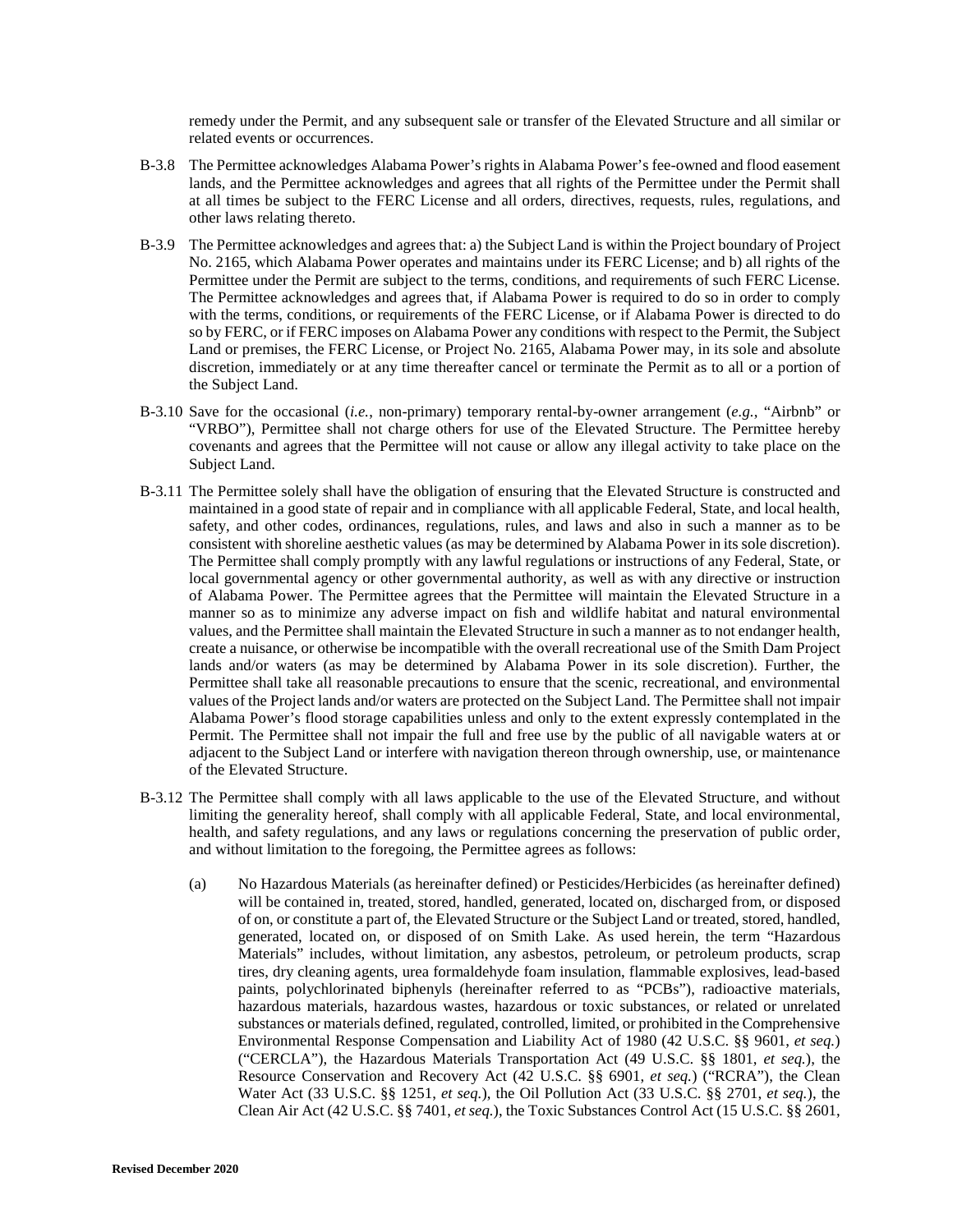remedy under the Permit, and any subsequent sale or transfer of the Elevated Structure and all similar or related events or occurrences.

B-3.8 The Permittee acknowledges Alabama Power's rights in Alabama Power's fee-owned and flood easement lands, and the Permittee acknowledges and agrees that all rights of the Permittee under the Permit shall at all times be subject to the FERC License and all orders, directives, requests, rules, regulations, and other laws relating thereto.

B-3.9 The Permittee acknowledges and agrees that: a) the Subject Land is within the Project boundary of Project No. 2165, which Alabama Power operates and maintains under its FERC License; and b) all rights of the Permittee under the Permit are subject to the terms, conditions, and requirements of such FERC License. The Permittee acknowledges and agrees that, if Alabama Power is required to do so in order to comply with the terms, conditions, or requirements of the FERC License, or if Alabama Power is directed to do so by FERC, or if FERC imposes on Alabama Power any conditions with respect to the Permit, the Subject Land or premises, the FERC License, or Project No. 2165, Alabama Power may, in its sole and absolute discretion, immediately or at any time thereafter cancel or terminate the Permit as to all or a portion of the Subject Land.

B-3.10 Save for the occasional (*i.e.*, non-primary) temporary rental-by-owner arrangement (*e.g.*, "Airbnb" or "VRBO"), Permittee shall not charge others for use of the Elevated Structure. The Permittee hereby covenants and agrees that the Permittee will not cause or allow any illegal activity to take place on the Subject Land.

B-3.11 The Permittee solely shall have the obligation of ensuring that the Elevated Structure is constructed and maintained in a good state of repair and in compliance with all applicable Federal, State, and local health, safety, and other codes, ordinances, regulations, rules, and laws and also in such a manner as to be consistent with shoreline aesthetic values (as may be determined by Alabama Power in its sole discretion). The Permittee shall comply promptly with any lawful regulations or instructions of any Federal, State, or local governmental agency or other governmental authority, as well as with any directive or instruction of Alabama Power. The Permittee agrees that the Permittee will maintain the Elevated Structure in a manner so as to minimize any adverse impact on fish and wildlife habitat and natural environmental values, and the Permittee shall maintain the Elevated Structure in such a manner as to not endanger health, create a nuisance, or otherwise be incompatible with the overall recreational use of the Smith Dam Project lands and/or waters (as may be determined by Alabama Power in its sole discretion). Further, the Permittee shall take all reasonable precautions to ensure that the scenic, recreational, and environmental values of the Project lands and/or waters are protected on the Subject Land. The Permittee shall not impair Alabama Power's flood storage capabilities unless and only to the extent expressly contemplated in the Permit. The Permittee shall not impair the full and free use by the public of all navigable waters at or adjacent to the Subject Land or interfere with navigation thereon through ownership, use, or maintenance of the Elevated Structure.

B-3.12 The Permittee shall comply with all laws applicable to the use of the Elevated Structure, and without limiting the generality hereof, shall comply with all applicable Federal, State, and local environmental, health, and safety regulations, and any laws or regulations concerning the preservation of public order, and without limitation to the foregoing, the Permittee agrees as follows:

(a) No Hazardous Materials (as hereinafter defined) or Pesticides/Herbicides (as hereinafter defined) will be contained in, treated, stored, handled, generated, located on, discharged from, or disposed of on, or constitute a part of, the Elevated Structure or the Subject Land or treated, stored, handled, generated, located on, or disposed of on Smith Lake. As used herein, the term "Hazardous Materials" includes, without limitation, any asbestos, petroleum, or petroleum products, scrap tires, dry cleaning agents, urea formaldehyde foam insulation, flammable explosives, lead-based paints, polychlorinated biphenyls (hereinafter referred to as "PCBs"), radioactive materials, hazardous materials, hazardous wastes, hazardous or toxic substances, or related or unrelated substances or materials defined, regulated, controlled, limited, or prohibited in the Comprehensive Environmental Response Compensation and Liability Act of 1980 (42 U.S.C. §§ 9601, *et seq.*) ("CERCLA"), the Hazardous Materials Transportation Act (49 U.S.C. §§ 1801, *et seq.*), the Resource Conservation and Recovery Act (42 U.S.C. §§ 6901, *et seq.*) ("RCRA"), the Clean Water Act (33 U.S.C. §§ 1251, *et seq.*), the Oil Pollution Act (33 U.S.C. §§ 2701, *et seq.*), the Clean Air Act (42 U.S.C. §§ 7401, *et seq.*), the Toxic Substances Control Act (15 U.S.C. §§ 2601,

**Revised December 2020**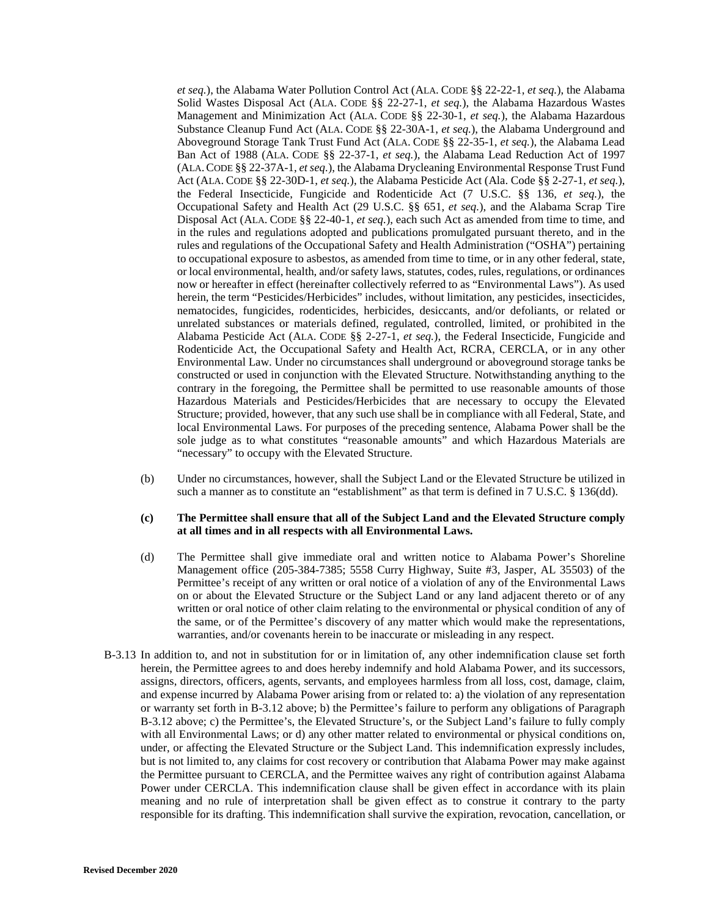*et seq.*), the Alabama Water Pollution Control Act (ALA. CODE §§ 22-22-1, *et seq.*), the Alabama Solid Wastes Disposal Act (ALA. CODE §§ 22-27-1, *et seq.*), the Alabama Hazardous Wastes Management and Minimization Act (ALA. CODE §§ 22-30-1, *et seq.*), the Alabama Hazardous Substance Cleanup Fund Act (ALA. CODE §§ 22-30A-1, *et seq.*), the Alabama Underground and Aboveground Storage Tank Trust Fund Act (ALA. CODE §§ 22-35-1, *et seq.*), the Alabama Lead Ban Act of 1988 (ALA. CODE §§ 22-37-1, *et seq.*), the Alabama Lead Reduction Act of 1997 (ALA. CODE §§ 22-37A-1, *et seq.*), the Alabama Drycleaning Environmental Response Trust Fund Act (ALA. CODE §§ 22-30D-1, *et seq.*), the Alabama Pesticide Act (Ala. Code §§ 2-27-1, *et seq.*), the Federal Insecticide, Fungicide and Rodenticide Act (7 U.S.C. §§ 136, *et seq.*), the Occupational Safety and Health Act (29 U.S.C. §§ 651, *et seq.*), and the Alabama Scrap Tire Disposal Act (ALA. CODE §§ 22-40-1, *et seq.*), each such Act as amended from time to time, and in the rules and regulations adopted and publications promulgated pursuant thereto, and in the rules and regulations of the Occupational Safety and Health Administration ("OSHA") pertaining to occupational exposure to asbestos, as amended from time to time, or in any other federal, state, or local environmental, health, and/or safety laws, statutes, codes, rules, regulations, or ordinances now or hereafter in effect (hereinafter collectively referred to as "Environmental Laws"). As used herein, the term "Pesticides/Herbicides" includes, without limitation, any pesticides, insecticides, nematocides, fungicides, rodenticides, herbicides, desiccants, and/or defoliants, or related or unrelated substances or materials defined, regulated, controlled, limited, or prohibited in the Alabama Pesticide Act (ALA. CODE §§ 2-27-1, *et seq.*), the Federal Insecticide, Fungicide and Rodenticide Act, the Occupational Safety and Health Act, RCRA, CERCLA, or in any other Environmental Law. Under no circumstances shall underground or aboveground storage tanks be constructed or used in conjunction with the Elevated Structure. Notwithstanding anything to the contrary in the foregoing, the Permittee shall be permitted to use reasonable amounts of those Hazardous Materials and Pesticides/Herbicides that are necessary to occupy the Elevated Structure; provided, however, that any such use shall be in compliance with all Federal, State, and local Environmental Laws. For purposes of the preceding sentence, Alabama Power shall be the sole judge as to what constitutes "reasonable amounts" and which Hazardous Materials are "necessary" to occupy with the Elevated Structure.

(b) Under no circumstances, however, shall the Subject Land or the Elevated Structure be utilized in such a manner as to constitute an "establishment" as that term is defined in 7 U.S.C. § 136(dd).

**(c) The Permittee shall ensure that all of the Subject Land and the Elevated Structure comply at all times and in all respects with all Environmental Laws.**

(d) The Permittee shall give immediate oral and written notice to Alabama Power's Shoreline Management office (205-384-7385; 5558 Curry Highway, Suite #3, Jasper, AL 35503) of the Permittee's receipt of any written or oral notice of a violation of any of the Environmental Laws on or about the Elevated Structure or the Subject Land or any land adjacent thereto or of any written or oral notice of other claim relating to the environmental or physical condition of any of the same, or of the Permittee's discovery of any matter which would make the representations, warranties, and/or covenants herein to be inaccurate or misleading in any respect.

B-3.13 In addition to, and not in substitution for or in limitation of, any other indemnification clause set forth herein, the Permittee agrees to and does hereby indemnify and hold Alabama Power, and its successors, assigns, directors, officers, agents, servants, and employees harmless from all loss, cost, damage, claim, and expense incurred by Alabama Power arising from or related to: a) the violation of any representation or warranty set forth in B-3.12 above; b) the Permittee's failure to perform any obligations of Paragraph B-3.12 above; c) the Permittee's, the Elevated Structure's, or the Subject Land's failure to fully comply with all Environmental Laws; or d) any other matter related to environmental or physical conditions on, under, or affecting the Elevated Structure or the Subject Land. This indemnification expressly includes, but is not limited to, any claims for cost recovery or contribution that Alabama Power may make against the Permittee pursuant to CERCLA, and the Permittee waives any right of contribution against Alabama Power under CERCLA. This indemnification clause shall be given effect in accordance with its plain meaning and no rule of interpretation shall be given effect as to construe it contrary to the party responsible for its drafting. This indemnification shall survive the expiration, revocation, cancellation, or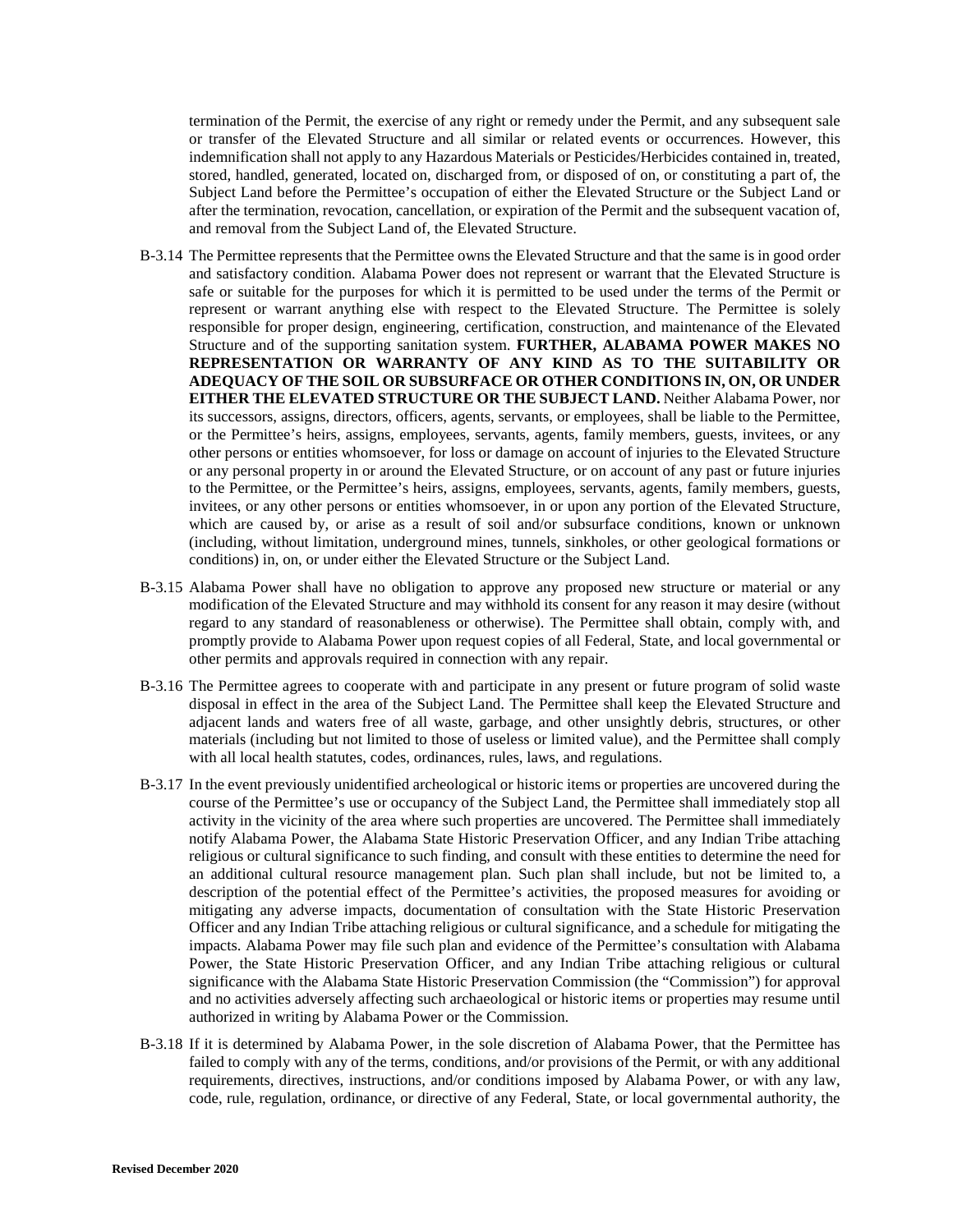termination of the Permit, the exercise of any right or remedy under the Permit, and any subsequent sale or transfer of the Elevated Structure and all similar or related events or occurrences. However, this indemnification shall not apply to any Hazardous Materials or Pesticides/Herbicides contained in, treated, stored, handled, generated, located on, discharged from, or disposed of on, or constituting a part of, the Subject Land before the Permittee's occupation of either the Elevated Structure or the Subject Land or after the termination, revocation, cancellation, or expiration of the Permit and the subsequent vacation of, and removal from the Subject Land of, the Elevated Structure.

B-3.14 The Permittee represents that the Permittee owns the Elevated Structure and that the same is in good order and satisfactory condition. Alabama Power does not represent or warrant that the Elevated Structure is safe or suitable for the purposes for which it is permitted to be used under the terms of the Permit or represent or warrant anything else with respect to the Elevated Structure. The Permittee is solely responsible for proper design, engineering, certification, construction, and maintenance of the Elevated Structure and of the supporting sanitation system. **FURTHER, ALABAMA POWER MAKES NO REPRESENTATION OR WARRANTY OF ANY KIND AS TO THE SUITABILITY OR ADEQUACY OF THE SOIL OR SUBSURFACE OR OTHER CONDITIONS IN, ON, OR UNDER EITHER THE ELEVATED STRUCTURE OR THE SUBJECT LAND.** Neither Alabama Power, nor its successors, assigns, directors, officers, agents, servants, or employees, shall be liable to the Permittee, or the Permittee's heirs, assigns, employees, servants, agents, family members, guests, invitees, or any other persons or entities whomsoever, for loss or damage on account of injuries to the Elevated Structure or any personal property in or around the Elevated Structure, or on account of any past or future injuries to the Permittee, or the Permittee's heirs, assigns, employees, servants, agents, family members, guests, invitees, or any other persons or entities whomsoever, in or upon any portion of the Elevated Structure, which are caused by, or arise as a result of soil and/or subsurface conditions, known or unknown (including, without limitation, underground mines, tunnels, sinkholes, or other geological formations or conditions) in, on, or under either the Elevated Structure or the Subject Land.

B-3.15 Alabama Power shall have no obligation to approve any proposed new structure or material or any modification of the Elevated Structure and may withhold its consent for any reason it may desire (without regard to any standard of reasonableness or otherwise). The Permittee shall obtain, comply with, and promptly provide to Alabama Power upon request copies of all Federal, State, and local governmental or other permits and approvals required in connection with any repair.

B-3.16 The Permittee agrees to cooperate with and participate in any present or future program of solid waste disposal in effect in the area of the Subject Land. The Permittee shall keep the Elevated Structure and adjacent lands and waters free of all waste, garbage, and other unsightly debris, structures, or other materials (including but not limited to those of useless or limited value), and the Permittee shall comply with all local health statutes, codes, ordinances, rules, laws, and regulations.

B-3.17 In the event previously unidentified archeological or historic items or properties are uncovered during the course of the Permittee's use or occupancy of the Subject Land, the Permittee shall immediately stop all activity in the vicinity of the area where such properties are uncovered. The Permittee shall immediately notify Alabama Power, the Alabama State Historic Preservation Officer, and any Indian Tribe attaching religious or cultural significance to such finding, and consult with these entities to determine the need for an additional cultural resource management plan. Such plan shall include, but not be limited to, a description of the potential effect of the Permittee's activities, the proposed measures for avoiding or mitigating any adverse impacts, documentation of consultation with the State Historic Preservation Officer and any Indian Tribe attaching religious or cultural significance, and a schedule for mitigating the impacts. Alabama Power may file such plan and evidence of the Permittee's consultation with Alabama Power, the State Historic Preservation Officer, and any Indian Tribe attaching religious or cultural significance with the Alabama State Historic Preservation Commission (the "Commission") for approval and no activities adversely affecting such archaeological or historic items or properties may resume until authorized in writing by Alabama Power or the Commission.

B-3.18 If it is determined by Alabama Power, in the sole discretion of Alabama Power, that the Permittee has failed to comply with any of the terms, conditions, and/or provisions of the Permit, or with any additional requirements, directives, instructions, and/or conditions imposed by Alabama Power, or with any law, code, rule, regulation, ordinance, or directive of any Federal, State, or local governmental authority, the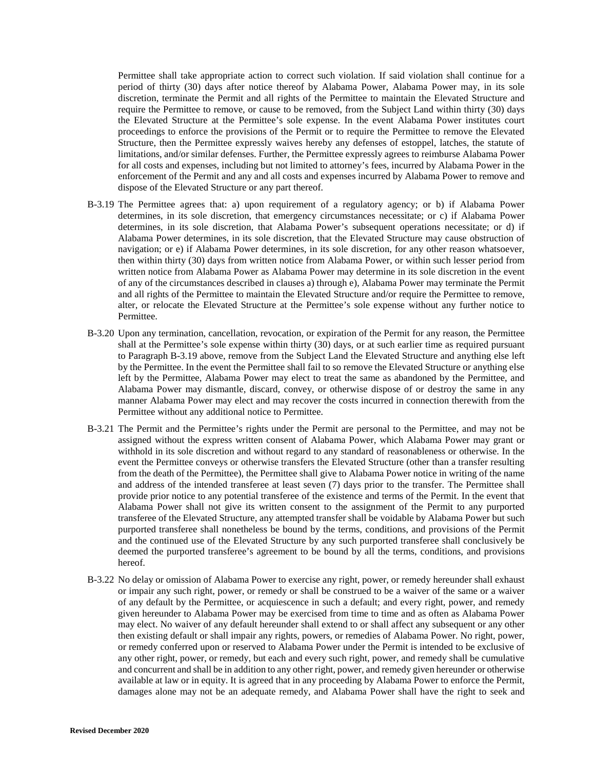Permittee shall take appropriate action to correct such violation. If said violation shall continue for a period of thirty (30) days after notice thereof by Alabama Power, Alabama Power may, in its sole discretion, terminate the Permit and all rights of the Permittee to maintain the Elevated Structure and require the Permittee to remove, or cause to be removed, from the Subject Land within thirty (30) days the Elevated Structure at the Permittee's sole expense. In the event Alabama Power institutes court proceedings to enforce the provisions of the Permit or to require the Permittee to remove the Elevated Structure, then the Permittee expressly waives hereby any defenses of estoppel, latches, the statute of limitations, and/or similar defenses. Further, the Permittee expressly agrees to reimburse Alabama Power for all costs and expenses, including but not limited to attorney's fees, incurred by Alabama Power in the enforcement of the Permit and any and all costs and expenses incurred by Alabama Power to remove and dispose of the Elevated Structure or any part thereof.

B-3.19 The Permittee agrees that: a) upon requirement of a regulatory agency; or b) if Alabama Power determines, in its sole discretion, that emergency circumstances necessitate; or c) if Alabama Power determines, in its sole discretion, that Alabama Power's subsequent operations necessitate; or d) if Alabama Power determines, in its sole discretion, that the Elevated Structure may cause obstruction of navigation; or e) if Alabama Power determines, in its sole discretion, for any other reason whatsoever, then within thirty (30) days from written notice from Alabama Power, or within such lesser period from written notice from Alabama Power as Alabama Power may determine in its sole discretion in the event of any of the circumstances described in clauses a) through e), Alabama Power may terminate the Permit and all rights of the Permittee to maintain the Elevated Structure and/or require the Permittee to remove, alter, or relocate the Elevated Structure at the Permittee's sole expense without any further notice to Permittee.

B-3.20 Upon any termination, cancellation, revocation, or expiration of the Permit for any reason, the Permittee shall at the Permittee's sole expense within thirty (30) days, or at such earlier time as required pursuant to Paragraph B-3.19 above, remove from the Subject Land the Elevated Structure and anything else left by the Permittee. In the event the Permittee shall fail to so remove the Elevated Structure or anything else left by the Permittee, Alabama Power may elect to treat the same as abandoned by the Permittee, and Alabama Power may dismantle, discard, convey, or otherwise dispose of or destroy the same in any manner Alabama Power may elect and may recover the costs incurred in connection therewith from the Permittee without any additional notice to Permittee.

B-3.21 The Permit and the Permittee's rights under the Permit are personal to the Permittee, and may not be assigned without the express written consent of Alabama Power, which Alabama Power may grant or withhold in its sole discretion and without regard to any standard of reasonableness or otherwise. In the event the Permittee conveys or otherwise transfers the Elevated Structure (other than a transfer resulting from the death of the Permittee), the Permittee shall give to Alabama Power notice in writing of the name and address of the intended transferee at least seven (7) days prior to the transfer. The Permittee shall provide prior notice to any potential transferee of the existence and terms of the Permit. In the event that Alabama Power shall not give its written consent to the assignment of the Permit to any purported transferee of the Elevated Structure, any attempted transfer shall be voidable by Alabama Power but such purported transferee shall nonetheless be bound by the terms, conditions, and provisions of the Permit and the continued use of the Elevated Structure by any such purported transferee shall conclusively be deemed the purported transferee's agreement to be bound by all the terms, conditions, and provisions hereof.

B-3.22 No delay or omission of Alabama Power to exercise any right, power, or remedy hereunder shall exhaust or impair any such right, power, or remedy or shall be construed to be a waiver of the same or a waiver of any default by the Permittee, or acquiescence in such a default; and every right, power, and remedy given hereunder to Alabama Power may be exercised from time to time and as often as Alabama Power may elect. No waiver of any default hereunder shall extend to or shall affect any subsequent or any other then existing default or shall impair any rights, powers, or remedies of Alabama Power. No right, power, or remedy conferred upon or reserved to Alabama Power under the Permit is intended to be exclusive of any other right, power, or remedy, but each and every such right, power, and remedy shall be cumulative and concurrent and shall be in addition to any other right, power, and remedy given hereunder or otherwise available at law or in equity. It is agreed that in any proceeding by Alabama Power to enforce the Permit, damages alone may not be an adequate remedy, and Alabama Power shall have the right to seek and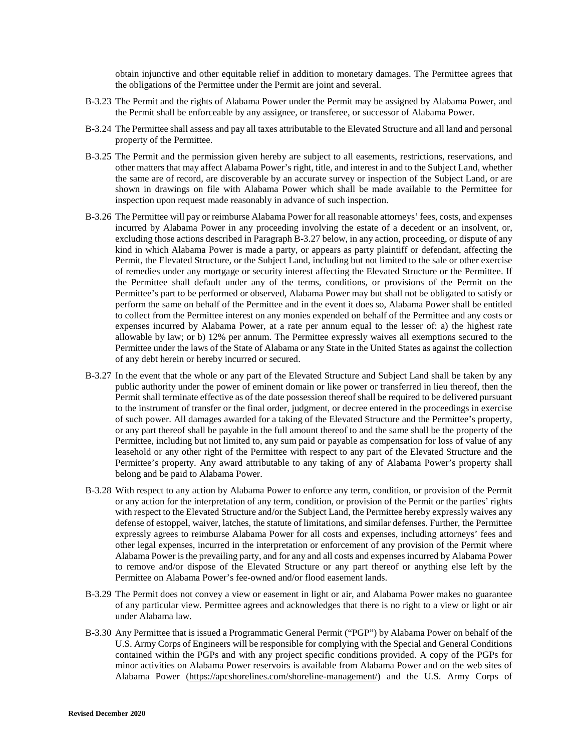obtain injunctive and other equitable relief in addition to monetary damages. The Permittee agrees that the obligations of the Permittee under the Permit are joint and several.

B-3.23 The Permit and the rights of Alabama Power under the Permit may be assigned by Alabama Power, and the Permit shall be enforceable by any assignee, or transferee, or successor of Alabama Power.

B-3.24 The Permittee shall assess and pay all taxes attributable to the Elevated Structure and all land and personal property of the Permittee.

B-3.25 The Permit and the permission given hereby are subject to all easements, restrictions, reservations, and other matters that may affect Alabama Power's right, title, and interest in and to the Subject Land, whether the same are of record, are discoverable by an accurate survey or inspection of the Subject Land, or are shown in drawings on file with Alabama Power which shall be made available to the Permittee for inspection upon request made reasonably in advance of such inspection.

B-3.26 The Permittee will pay or reimburse Alabama Power for all reasonable attorneys' fees, costs, and expenses incurred by Alabama Power in any proceeding involving the estate of a decedent or an insolvent, or, excluding those actions described in Paragraph B-3.27 below, in any action, proceeding, or dispute of any kind in which Alabama Power is made a party, or appears as party plaintiff or defendant, affecting the Permit, the Elevated Structure, or the Subject Land, including but not limited to the sale or other exercise of remedies under any mortgage or security interest affecting the Elevated Structure or the Permittee. If the Permittee shall default under any of the terms, conditions, or provisions of the Permit on the Permittee's part to be performed or observed, Alabama Power may but shall not be obligated to satisfy or perform the same on behalf of the Permittee and in the event it does so, Alabama Power shall be entitled to collect from the Permittee interest on any monies expended on behalf of the Permittee and any costs or expenses incurred by Alabama Power, at a rate per annum equal to the lesser of: a) the highest rate allowable by law; or b) 12% per annum. The Permittee expressly waives all exemptions secured to the Permittee under the laws of the State of Alabama or any State in the United States as against the collection of any debt herein or hereby incurred or secured.

B-3.27 In the event that the whole or any part of the Elevated Structure and Subject Land shall be taken by any public authority under the power of eminent domain or like power or transferred in lieu thereof, then the Permit shall terminate effective as of the date possession thereof shall be required to be delivered pursuant to the instrument of transfer or the final order, judgment, or decree entered in the proceedings in exercise of such power. All damages awarded for a taking of the Elevated Structure and the Permittee's property, or any part thereof shall be payable in the full amount thereof to and the same shall be the property of the Permittee, including but not limited to, any sum paid or payable as compensation for loss of value of any leasehold or any other right of the Permittee with respect to any part of the Elevated Structure and the Permittee's property. Any award attributable to any taking of any of Alabama Power's property shall belong and be paid to Alabama Power.

B-3.28 With respect to any action by Alabama Power to enforce any term, condition, or provision of the Permit or any action for the interpretation of any term, condition, or provision of the Permit or the parties' rights with respect to the Elevated Structure and/or the Subject Land, the Permittee hereby expressly waives any defense of estoppel, waiver, latches, the statute of limitations, and similar defenses. Further, the Permittee expressly agrees to reimburse Alabama Power for all costs and expenses, including attorneys' fees and other legal expenses, incurred in the interpretation or enforcement of any provision of the Permit where Alabama Power is the prevailing party, and for any and all costs and expenses incurred by Alabama Power to remove and/or dispose of the Elevated Structure or any part thereof or anything else left by the Permittee on Alabama Power's fee-owned and/or flood easement lands.

B-3.29 The Permit does not convey a view or easement in light or air, and Alabama Power makes no guarantee of any particular view. Permittee agrees and acknowledges that there is no right to a view or light or air under Alabama law.

B-3.30 Any Permittee that is issued a Programmatic General Permit ("PGP") by Alabama Power on behalf of the U.S. Army Corps of Engineers will be responsible for complying with the Special and General Conditions contained within the PGPs and with any project specific conditions provided. A copy of the PGPs for minor activities on Alabama Power reservoirs is available from Alabama Power and on the web sites of Alabama Power (https://apcshorelines.com/shoreline-management/) and the U.S. Army Corps of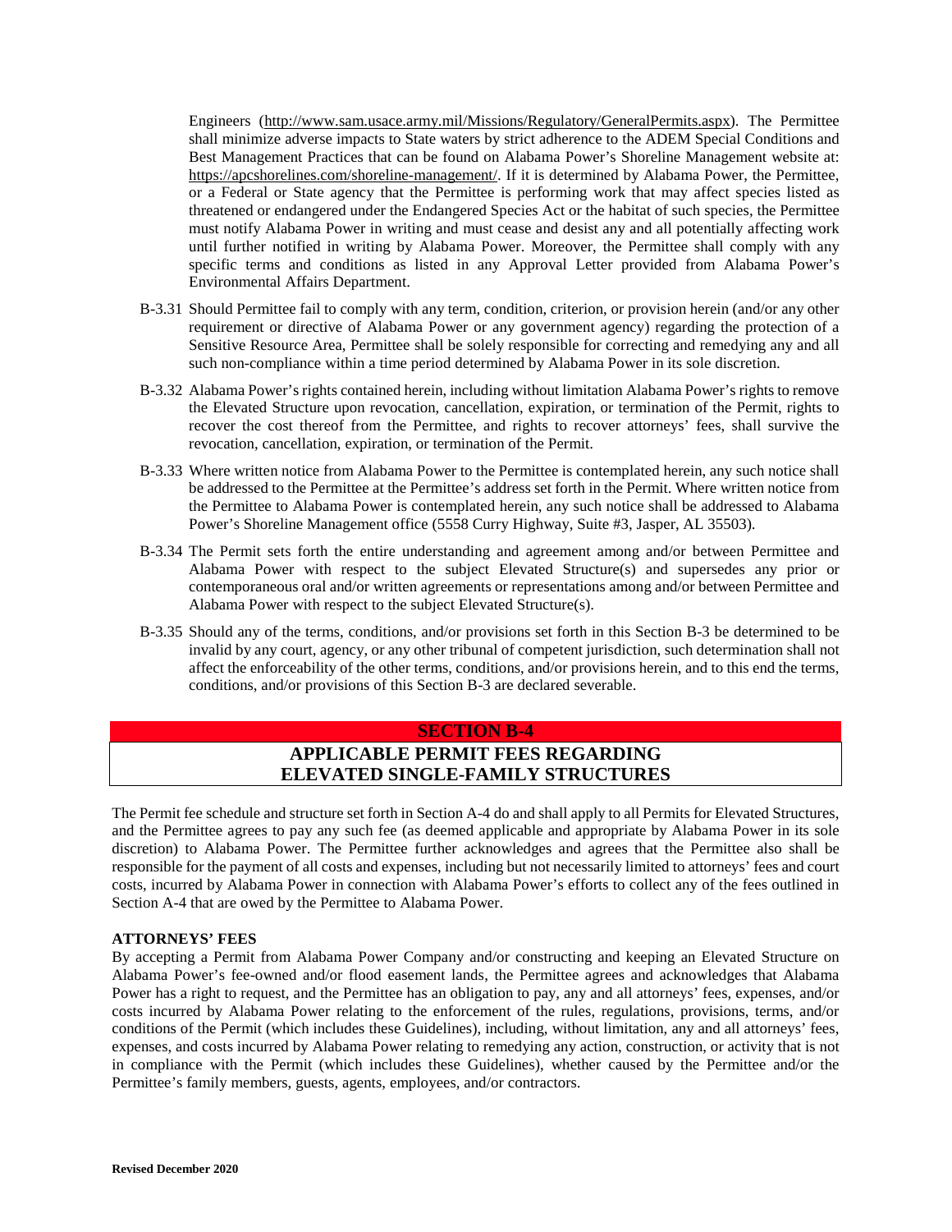Engineers (http://www.sam.usace.army.mil/Missions/Regulatory/GeneralPermits.aspx). The Permittee shall minimize adverse impacts to State waters by strict adherence to the ADEM Special Conditions and Best Management Practices that can be found on Alabama Power's Shoreline Management website at: https://apcshorelines.com/shoreline-management/. If it is determined by Alabama Power, the Permittee, or a Federal or State agency that the Permittee is performing work that may affect species listed as threatened or endangered under the Endangered Species Act or the habitat of such species, the Permittee must notify Alabama Power in writing and must cease and desist any and all potentially affecting work until further notified in writing by Alabama Power. Moreover, the Permittee shall comply with any specific terms and conditions as listed in any Approval Letter provided from Alabama Power's Environmental Affairs Department.

B-3.31 Should Permittee fail to comply with any term, condition, criterion, or provision herein (and/or any other requirement or directive of Alabama Power or any government agency) regarding the protection of a Sensitive Resource Area, Permittee shall be solely responsible for correcting and remedying any and all such non-compliance within a time period determined by Alabama Power in its sole discretion.

B-3.32 Alabama Power's rights contained herein, including without limitation Alabama Power's rights to remove the Elevated Structure upon revocation, cancellation, expiration, or termination of the Permit, rights to recover the cost thereof from the Permittee, and rights to recover attorneys' fees, shall survive the revocation, cancellation, expiration, or termination of the Permit.

B-3.33 Where written notice from Alabama Power to the Permittee is contemplated herein, any such notice shall be addressed to the Permittee at the Permittee's address set forth in the Permit. Where written notice from the Permittee to Alabama Power is contemplated herein, any such notice shall be addressed to Alabama Power's Shoreline Management office (5558 Curry Highway, Suite #3, Jasper, AL 35503).

B-3.34 The Permit sets forth the entire understanding and agreement among and/or between Permittee and Alabama Power with respect to the subject Elevated Structure(s) and supersedes any prior or contemporaneous oral and/or written agreements or representations among and/or between Permittee and Alabama Power with respect to the subject Elevated Structure(s).

B-3.35 Should any of the terms, conditions, and/or provisions set forth in this Section B-3 be determined to be invalid by any court, agency, or any other tribunal of competent jurisdiction, such determination shall not affect the enforceability of the other terms, conditions, and/or provisions herein, and to this end the terms, conditions, and/or provisions of this Section B-3 are declared severable.

## SECTION B-4

## APPLICABLE PERMIT FEES REGARDING ELEVATED SINGLE-FAMILY STRUCTURES

The Permit fee schedule and structure set forth in Section A-4 do and shall apply to all Permits for Elevated Structures, and the Permittee agrees to pay any such fee (as deemed applicable and appropriate by Alabama Power in its sole discretion) to Alabama Power. The Permittee further acknowledges and agrees that the Permittee also shall be responsible for the payment of all costs and expenses, including but not necessarily limited to attorneys' fees and court costs, incurred by Alabama Power in connection with Alabama Power's efforts to collect any of the fees outlined in Section A-4 that are owed by the Permittee to Alabama Power.

**ATTORNEYS' FEES**

By accepting a Permit from Alabama Power Company and/or constructing and keeping an Elevated Structure on Alabama Power's fee-owned and/or flood easement lands, the Permittee agrees and acknowledges that Alabama Power has a right to request, and the Permittee has an obligation to pay, any and all attorneys' fees, expenses, and/or costs incurred by Alabama Power relating to the enforcement of the rules, regulations, provisions, terms, and/or conditions of the Permit (which includes these Guidelines), including, without limitation, any and all attorneys' fees, expenses, and costs incurred by Alabama Power relating to remedying any action, construction, or activity that is not in compliance with the Permit (which includes these Guidelines), whether caused by the Permittee and/or the Permittee's family members, guests, agents, employees, and/or contractors.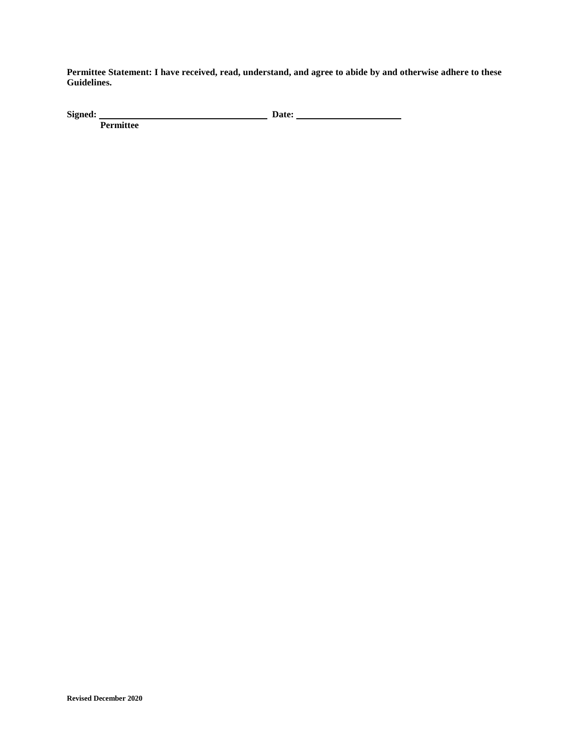**Permittee Statement: I have received, read, understand, and agree to abide by and otherwise adhere to these Guidelines.**

**Signed:** ___________________________________ **Date:** ______________________
**Permittee**

**Revised December 2020**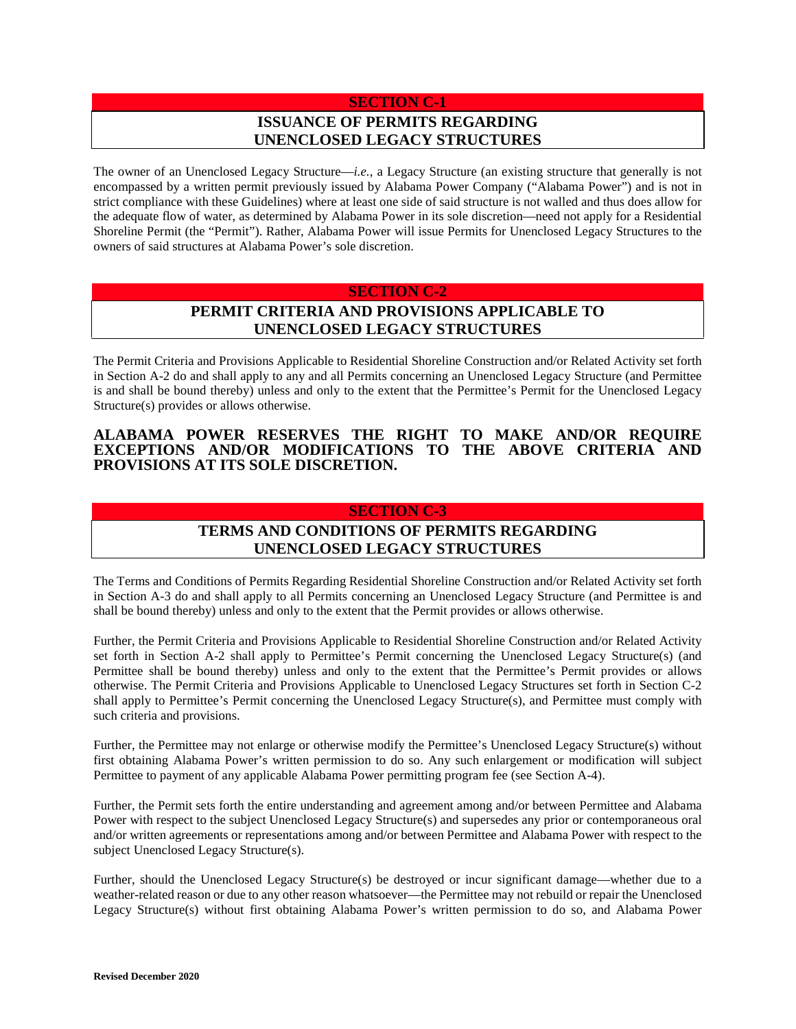## SECTION C-1

## ISSUANCE OF PERMITS REGARDING UNENCLOSED LEGACY STRUCTURES

The owner of an Unenclosed Legacy Structure—*i.e.*, a Legacy Structure (an existing structure that generally is not encompassed by a written permit previously issued by Alabama Power Company ("Alabama Power") and is not in strict compliance with these Guidelines) where at least one side of said structure is not walled and thus does allow for the adequate flow of water, as determined by Alabama Power in its sole discretion—need not apply for a Residential Shoreline Permit (the "Permit"). Rather, Alabama Power will issue Permits for Unenclosed Legacy Structures to the owners of said structures at Alabama Power's sole discretion.

## SECTION C-2

## PERMIT CRITERIA AND PROVISIONS APPLICABLE TO UNENCLOSED LEGACY STRUCTURES

The Permit Criteria and Provisions Applicable to Residential Shoreline Construction and/or Related Activity set forth in Section A-2 do and shall apply to any and all Permits concerning an Unenclosed Legacy Structure (and Permittee is and shall be bound thereby) unless and only to the extent that the Permittee's Permit for the Unenclosed Legacy Structure(s) provides or allows otherwise.

**ALABAMA POWER RESERVES THE RIGHT TO MAKE AND/OR REQUIRE EXCEPTIONS AND/OR MODIFICATIONS TO THE ABOVE CRITERIA AND PROVISIONS AT ITS SOLE DISCRETION.**

## SECTION C-3

## TERMS AND CONDITIONS OF PERMITS REGARDING UNENCLOSED LEGACY STRUCTURES

The Terms and Conditions of Permits Regarding Residential Shoreline Construction and/or Related Activity set forth in Section A-3 do and shall apply to all Permits concerning an Unenclosed Legacy Structure (and Permittee is and shall be bound thereby) unless and only to the extent that the Permit provides or allows otherwise.

Further, the Permit Criteria and Provisions Applicable to Residential Shoreline Construction and/or Related Activity set forth in Section A-2 shall apply to Permittee's Permit concerning the Unenclosed Legacy Structure(s) (and Permittee shall be bound thereby) unless and only to the extent that the Permittee's Permit provides or allows otherwise. The Permit Criteria and Provisions Applicable to Unenclosed Legacy Structures set forth in Section C-2 shall apply to Permittee's Permit concerning the Unenclosed Legacy Structure(s), and Permittee must comply with such criteria and provisions.

Further, the Permittee may not enlarge or otherwise modify the Permittee's Unenclosed Legacy Structure(s) without first obtaining Alabama Power's written permission to do so. Any such enlargement or modification will subject Permittee to payment of any applicable Alabama Power permitting program fee (see Section A-4).

Further, the Permit sets forth the entire understanding and agreement among and/or between Permittee and Alabama Power with respect to the subject Unenclosed Legacy Structure(s) and supersedes any prior or contemporaneous oral and/or written agreements or representations among and/or between Permittee and Alabama Power with respect to the subject Unenclosed Legacy Structure(s).

Further, should the Unenclosed Legacy Structure(s) be destroyed or incur significant damage—whether due to a weather-related reason or due to any other reason whatsoever—the Permittee may not rebuild or repair the Unenclosed Legacy Structure(s) without first obtaining Alabama Power's written permission to do so, and Alabama Power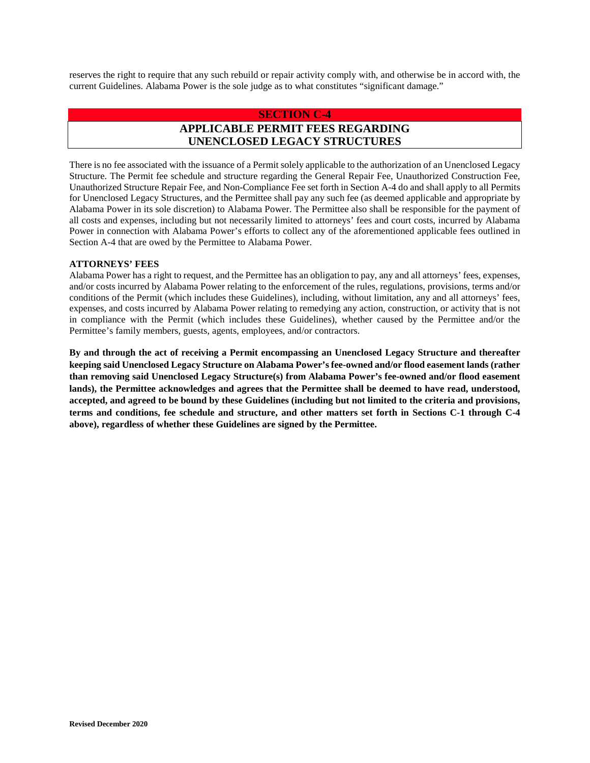reserves the right to require that any such rebuild or repair activity comply with, and otherwise be in accord with, the current Guidelines. Alabama Power is the sole judge as to what constitutes "significant damage."

## SECTION C-4

## APPLICABLE PERMIT FEES REGARDING UNENCLOSED LEGACY STRUCTURES

There is no fee associated with the issuance of a Permit solely applicable to the authorization of an Unenclosed Legacy Structure. The Permit fee schedule and structure regarding the General Repair Fee, Unauthorized Construction Fee, Unauthorized Structure Repair Fee, and Non-Compliance Fee set forth in Section A-4 do and shall apply to all Permits for Unenclosed Legacy Structures, and the Permittee shall pay any such fee (as deemed applicable and appropriate by Alabama Power in its sole discretion) to Alabama Power. The Permittee also shall be responsible for the payment of all costs and expenses, including but not necessarily limited to attorneys' fees and court costs, incurred by Alabama Power in connection with Alabama Power's efforts to collect any of the aforementioned applicable fees outlined in Section A-4 that are owed by the Permittee to Alabama Power.

**ATTORNEYS' FEES**

Alabama Power has a right to request, and the Permittee has an obligation to pay, any and all attorneys' fees, expenses, and/or costs incurred by Alabama Power relating to the enforcement of the rules, regulations, provisions, terms and/or conditions of the Permit (which includes these Guidelines), including, without limitation, any and all attorneys' fees, expenses, and costs incurred by Alabama Power relating to remedying any action, construction, or activity that is not in compliance with the Permit (which includes these Guidelines), whether caused by the Permittee and/or the Permittee's family members, guests, agents, employees, and/or contractors.

**By and through the act of receiving a Permit encompassing an Unenclosed Legacy Structure and thereafter keeping said Unenclosed Legacy Structure on Alabama Power's fee-owned and/or flood easement lands (rather than removing said Unenclosed Legacy Structure(s) from Alabama Power's fee-owned and/or flood easement lands), the Permittee acknowledges and agrees that the Permittee shall be deemed to have read, understood, accepted, and agreed to be bound by these Guidelines (including but not limited to the criteria and provisions, terms and conditions, fee schedule and structure, and other matters set forth in Sections C-1 through C-4 above), regardless of whether these Guidelines are signed by the Permittee.**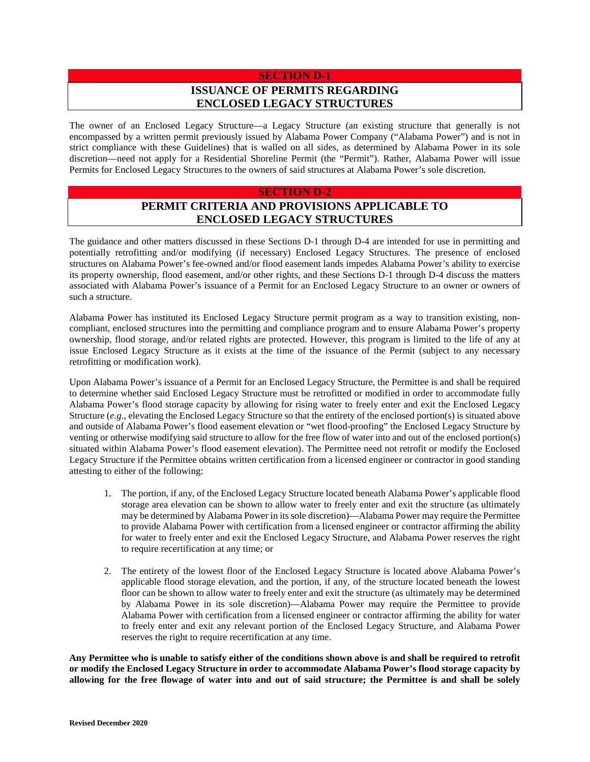## SECTION D-1

## ISSUANCE OF PERMITS REGARDING ENCLOSED LEGACY STRUCTURES

The owner of an Enclosed Legacy Structure—a Legacy Structure (an existing structure that generally is not encompassed by a written permit previously issued by Alabama Power Company ("Alabama Power") and is not in strict compliance with these Guidelines) that is walled on all sides, as determined by Alabama Power in its sole discretion—need not apply for a Residential Shoreline Permit (the "Permit"). Rather, Alabama Power will issue Permits for Enclosed Legacy Structures to the owners of said structures at Alabama Power's sole discretion.

## SECTION D-2

## PERMIT CRITERIA AND PROVISIONS APPLICABLE TO ENCLOSED LEGACY STRUCTURES

The guidance and other matters discussed in these Sections D-1 through D-4 are intended for use in permitting and potentially retrofitting and/or modifying (if necessary) Enclosed Legacy Structures. The presence of enclosed structures on Alabama Power's fee-owned and/or flood easement lands impedes Alabama Power's ability to exercise its property ownership, flood easement, and/or other rights, and these Sections D-1 through D-4 discuss the matters associated with Alabama Power's issuance of a Permit for an Enclosed Legacy Structure to an owner or owners of such a structure.

Alabama Power has instituted its Enclosed Legacy Structure permit program as a way to transition existing, non-compliant, enclosed structures into the permitting and compliance program and to ensure Alabama Power's property ownership, flood storage, and/or related rights are protected. However, this program is limited to the life of any at issue Enclosed Legacy Structure as it exists at the time of the issuance of the Permit (subject to any necessary retrofitting or modification work).

Upon Alabama Power's issuance of a Permit for an Enclosed Legacy Structure, the Permittee is and shall be required to determine whether said Enclosed Legacy Structure must be retrofitted or modified in order to accommodate fully Alabama Power's flood storage capacity by allowing for rising water to freely enter and exit the Enclosed Legacy Structure (*e.g.*, elevating the Enclosed Legacy Structure so that the entirety of the enclosed portion(s) is situated above and outside of Alabama Power's flood easement elevation or "wet flood-proofing" the Enclosed Legacy Structure by venting or otherwise modifying said structure to allow for the free flow of water into and out of the enclosed portion(s) situated within Alabama Power's flood easement elevation). The Permittee need not retrofit or modify the Enclosed Legacy Structure if the Permittee obtains written certification from a licensed engineer or contractor in good standing attesting to either of the following:

1. The portion, if any, of the Enclosed Legacy Structure located beneath Alabama Power's applicable flood storage area elevation can be shown to allow water to freely enter and exit the structure (as ultimately may be determined by Alabama Power in its sole discretion)—Alabama Power may require the Permittee to provide Alabama Power with certification from a licensed engineer or contractor affirming the ability for water to freely enter and exit the Enclosed Legacy Structure, and Alabama Power reserves the right to require recertification at any time; or

2. The entirety of the lowest floor of the Enclosed Legacy Structure is located above Alabama Power's applicable flood storage elevation, and the portion, if any, of the structure located beneath the lowest floor can be shown to allow water to freely enter and exit the structure (as ultimately may be determined by Alabama Power in its sole discretion)—Alabama Power may require the Permittee to provide Alabama Power with certification from a licensed engineer or contractor affirming the ability for water to freely enter and exit any relevant portion of the Enclosed Legacy Structure, and Alabama Power reserves the right to require recertification at any time.

**Any Permittee who is unable to satisfy either of the conditions shown above is and shall be required to retrofit or modify the Enclosed Legacy Structure in order to accommodate Alabama Power's flood storage capacity by allowing for the free flowage of water into and out of said structure; the Permittee is and shall be solely**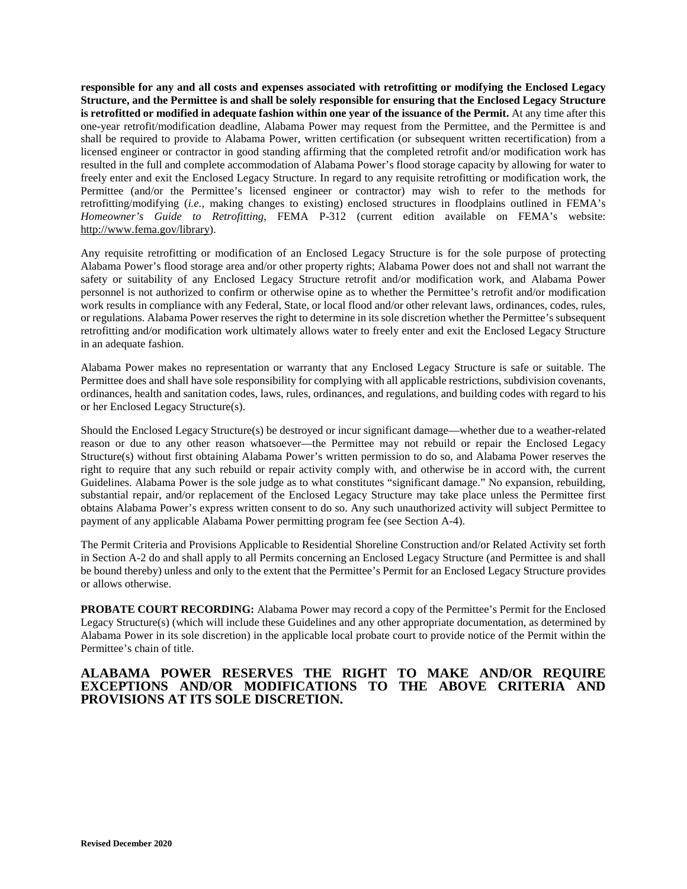**responsible for any and all costs and expenses associated with retrofitting or modifying the Enclosed Legacy Structure, and the Permittee is and shall be solely responsible for ensuring that the Enclosed Legacy Structure is retrofitted or modified in adequate fashion within one year of the issuance of the Permit.** At any time after this one-year retrofit/modification deadline, Alabama Power may request from the Permittee, and the Permittee is and shall be required to provide to Alabama Power, written certification (or subsequent written recertification) from a licensed engineer or contractor in good standing affirming that the completed retrofit and/or modification work has resulted in the full and complete accommodation of Alabama Power's flood storage capacity by allowing for water to freely enter and exit the Enclosed Legacy Structure. In regard to any requisite retrofitting or modification work, the Permittee (and/or the Permittee's licensed engineer or contractor) may wish to refer to the methods for retrofitting/modifying (*i.e.*, making changes to existing) enclosed structures in floodplains outlined in FEMA's *Homeowner's Guide to Retrofitting*, FEMA P-312 (current edition available on FEMA's website: http://www.fema.gov/library).

Any requisite retrofitting or modification of an Enclosed Legacy Structure is for the sole purpose of protecting Alabama Power's flood storage area and/or other property rights; Alabama Power does not and shall not warrant the safety or suitability of any Enclosed Legacy Structure retrofit and/or modification work, and Alabama Power personnel is not authorized to confirm or otherwise opine as to whether the Permittee's retrofit and/or modification work results in compliance with any Federal, State, or local flood and/or other relevant laws, ordinances, codes, rules, or regulations. Alabama Power reserves the right to determine in its sole discretion whether the Permittee's subsequent retrofitting and/or modification work ultimately allows water to freely enter and exit the Enclosed Legacy Structure in an adequate fashion.

Alabama Power makes no representation or warranty that any Enclosed Legacy Structure is safe or suitable. The Permittee does and shall have sole responsibility for complying with all applicable restrictions, subdivision covenants, ordinances, health and sanitation codes, laws, rules, ordinances, and regulations, and building codes with regard to his or her Enclosed Legacy Structure(s).

Should the Enclosed Legacy Structure(s) be destroyed or incur significant damage—whether due to a weather-related reason or due to any other reason whatsoever—the Permittee may not rebuild or repair the Enclosed Legacy Structure(s) without first obtaining Alabama Power's written permission to do so, and Alabama Power reserves the right to require that any such rebuild or repair activity comply with, and otherwise be in accord with, the current Guidelines. Alabama Power is the sole judge as to what constitutes "significant damage." No expansion, rebuilding, substantial repair, and/or replacement of the Enclosed Legacy Structure may take place unless the Permittee first obtains Alabama Power's express written consent to do so. Any such unauthorized activity will subject Permittee to payment of any applicable Alabama Power permitting program fee (see Section A-4).

The Permit Criteria and Provisions Applicable to Residential Shoreline Construction and/or Related Activity set forth in Section A-2 do and shall apply to all Permits concerning an Enclosed Legacy Structure (and Permittee is and shall be bound thereby) unless and only to the extent that the Permittee's Permit for an Enclosed Legacy Structure provides or allows otherwise.

**PROBATE COURT RECORDING:** Alabama Power may record a copy of the Permittee's Permit for the Enclosed Legacy Structure(s) (which will include these Guidelines and any other appropriate documentation, as determined by Alabama Power in its sole discretion) in the applicable local probate court to provide notice of the Permit within the Permittee's chain of title.

## ALABAMA POWER RESERVES THE RIGHT TO MAKE AND/OR REQUIRE EXCEPTIONS AND/OR MODIFICATIONS TO THE ABOVE CRITERIA AND PROVISIONS AT ITS SOLE DISCRETION.

**Revised December 2020**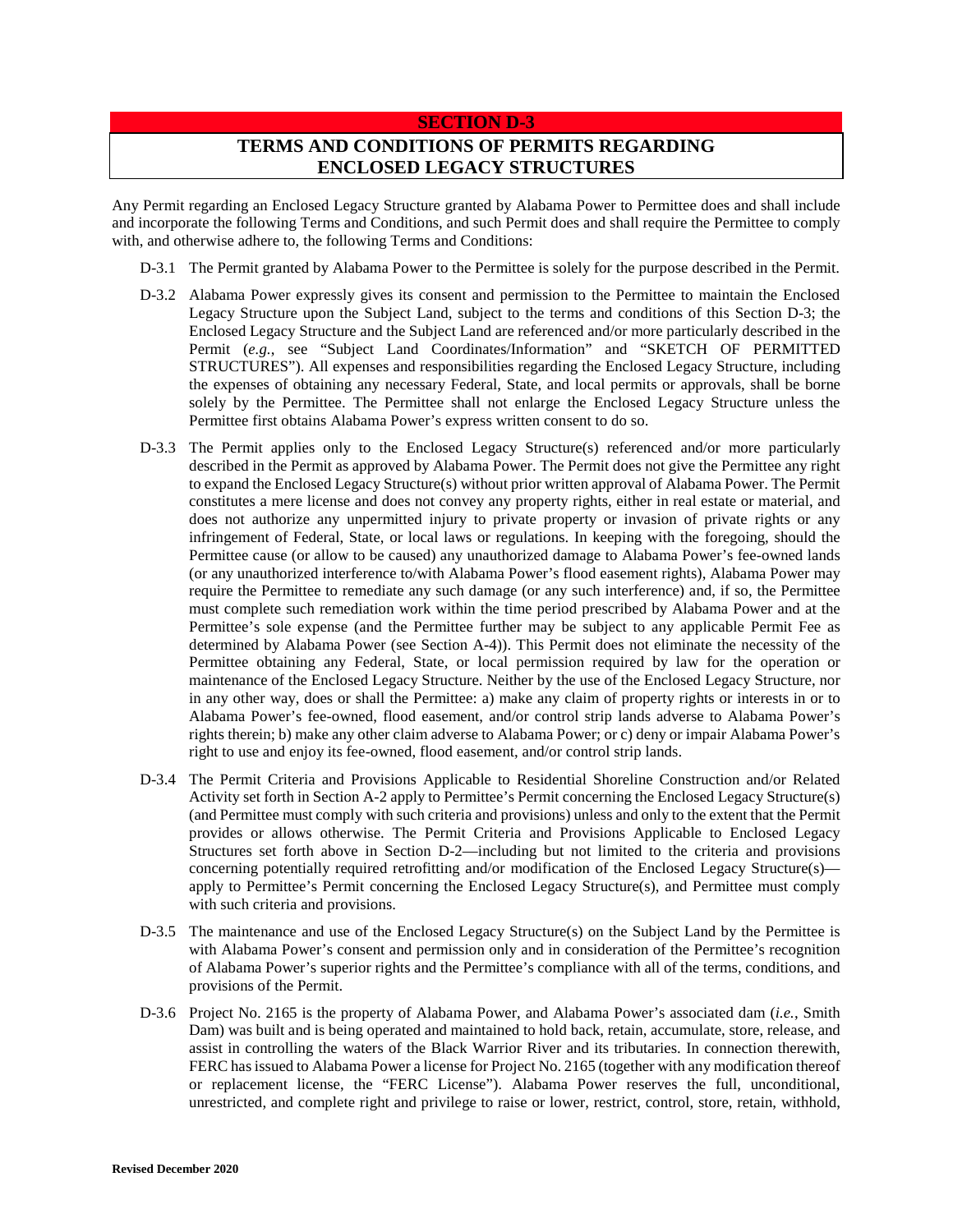# SECTION D-3

## TERMS AND CONDITIONS OF PERMITS REGARDING ENCLOSED LEGACY STRUCTURES

Any Permit regarding an Enclosed Legacy Structure granted by Alabama Power to Permittee does and shall include and incorporate the following Terms and Conditions, and such Permit does and shall require the Permittee to comply with, and otherwise adhere to, the following Terms and Conditions:

D-3.1 The Permit granted by Alabama Power to the Permittee is solely for the purpose described in the Permit.

D-3.2 Alabama Power expressly gives its consent and permission to the Permittee to maintain the Enclosed Legacy Structure upon the Subject Land, subject to the terms and conditions of this Section D-3; the Enclosed Legacy Structure and the Subject Land are referenced and/or more particularly described in the Permit (*e.g.*, see "Subject Land Coordinates/Information" and "SKETCH OF PERMITTED STRUCTURES"). All expenses and responsibilities regarding the Enclosed Legacy Structure, including the expenses of obtaining any necessary Federal, State, and local permits or approvals, shall be borne solely by the Permittee. The Permittee shall not enlarge the Enclosed Legacy Structure unless the Permittee first obtains Alabama Power's express written consent to do so.

D-3.3 The Permit applies only to the Enclosed Legacy Structure(s) referenced and/or more particularly described in the Permit as approved by Alabama Power. The Permit does not give the Permittee any right to expand the Enclosed Legacy Structure(s) without prior written approval of Alabama Power. The Permit constitutes a mere license and does not convey any property rights, either in real estate or material, and does not authorize any unpermitted injury to private property or invasion of private rights or any infringement of Federal, State, or local laws or regulations. In keeping with the foregoing, should the Permittee cause (or allow to be caused) any unauthorized damage to Alabama Power's fee-owned lands (or any unauthorized interference to/with Alabama Power's flood easement rights), Alabama Power may require the Permittee to remediate any such damage (or any such interference) and, if so, the Permittee must complete such remediation work within the time period prescribed by Alabama Power and at the Permittee's sole expense (and the Permittee further may be subject to any applicable Permit Fee as determined by Alabama Power (see Section A-4)). This Permit does not eliminate the necessity of the Permittee obtaining any Federal, State, or local permission required by law for the operation or maintenance of the Enclosed Legacy Structure. Neither by the use of the Enclosed Legacy Structure, nor in any other way, does or shall the Permittee: a) make any claim of property rights or interests in or to Alabama Power's fee-owned, flood easement, and/or control strip lands adverse to Alabama Power's rights therein; b) make any other claim adverse to Alabama Power; or c) deny or impair Alabama Power's right to use and enjoy its fee-owned, flood easement, and/or control strip lands.

D-3.4 The Permit Criteria and Provisions Applicable to Residential Shoreline Construction and/or Related Activity set forth in Section A-2 apply to Permittee's Permit concerning the Enclosed Legacy Structure(s) (and Permittee must comply with such criteria and provisions) unless and only to the extent that the Permit provides or allows otherwise. The Permit Criteria and Provisions Applicable to Enclosed Legacy Structures set forth above in Section D-2—including but not limited to the criteria and provisions concerning potentially required retrofitting and/or modification of the Enclosed Legacy Structure(s)—apply to Permittee's Permit concerning the Enclosed Legacy Structure(s), and Permittee must comply with such criteria and provisions.

D-3.5 The maintenance and use of the Enclosed Legacy Structure(s) on the Subject Land by the Permittee is with Alabama Power's consent and permission only and in consideration of the Permittee's recognition of Alabama Power's superior rights and the Permittee's compliance with all of the terms, conditions, and provisions of the Permit.

D-3.6 Project No. 2165 is the property of Alabama Power, and Alabama Power's associated dam (*i.e.*, Smith Dam) was built and is being operated and maintained to hold back, retain, accumulate, store, release, and assist in controlling the waters of the Black Warrior River and its tributaries. In connection therewith, FERC has issued to Alabama Power a license for Project No. 2165 (together with any modification thereof or replacement license, the "FERC License"). Alabama Power reserves the full, unconditional, unrestricted, and complete right and privilege to raise or lower, restrict, control, store, retain, withhold,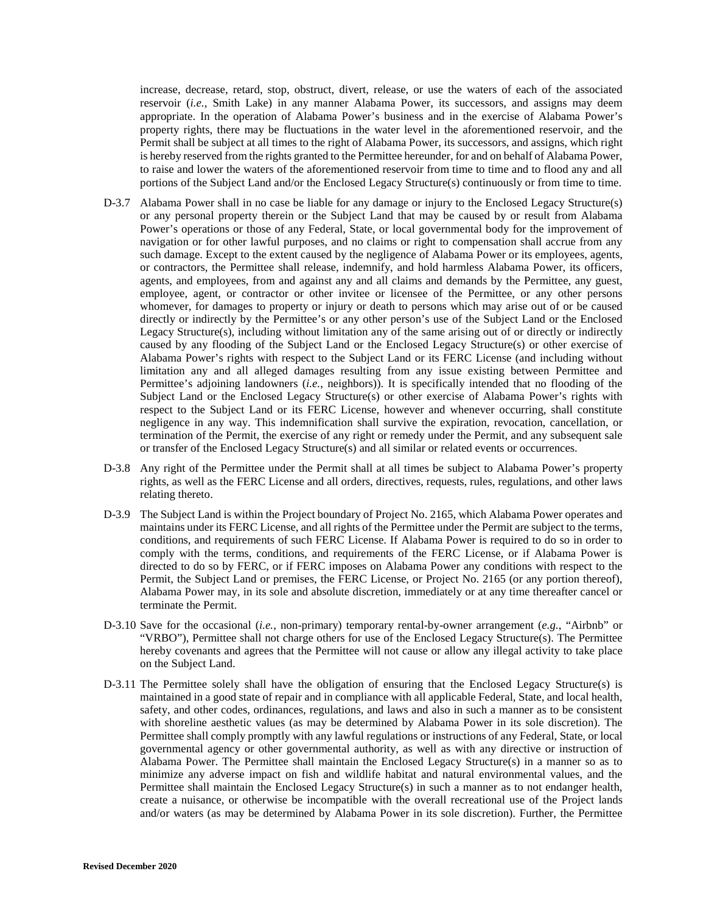increase, decrease, retard, stop, obstruct, divert, release, or use the waters of each of the associated reservoir (*i.e.*, Smith Lake) in any manner Alabama Power, its successors, and assigns may deem appropriate. In the operation of Alabama Power's business and in the exercise of Alabama Power's property rights, there may be fluctuations in the water level in the aforementioned reservoir, and the Permit shall be subject at all times to the right of Alabama Power, its successors, and assigns, which right is hereby reserved from the rights granted to the Permittee hereunder, for and on behalf of Alabama Power, to raise and lower the waters of the aforementioned reservoir from time to time and to flood any and all portions of the Subject Land and/or the Enclosed Legacy Structure(s) continuously or from time to time.

D-3.7 Alabama Power shall in no case be liable for any damage or injury to the Enclosed Legacy Structure(s) or any personal property therein or the Subject Land that may be caused by or result from Alabama Power's operations or those of any Federal, State, or local governmental body for the improvement of navigation or for other lawful purposes, and no claims or right to compensation shall accrue from any such damage. Except to the extent caused by the negligence of Alabama Power or its employees, agents, or contractors, the Permittee shall release, indemnify, and hold harmless Alabama Power, its officers, agents, and employees, from and against any and all claims and demands by the Permittee, any guest, employee, agent, or contractor or other invitee or licensee of the Permittee, or any other persons whomever, for damages to property or injury or death to persons which may arise out of or be caused directly or indirectly by the Permittee's or any other person's use of the Subject Land or the Enclosed Legacy Structure(s), including without limitation any of the same arising out of or directly or indirectly caused by any flooding of the Subject Land or the Enclosed Legacy Structure(s) or other exercise of Alabama Power's rights with respect to the Subject Land or its FERC License (and including without limitation any and all alleged damages resulting from any issue existing between Permittee and Permittee's adjoining landowners (*i.e.*, neighbors)). It is specifically intended that no flooding of the Subject Land or the Enclosed Legacy Structure(s) or other exercise of Alabama Power's rights with respect to the Subject Land or its FERC License, however and whenever occurring, shall constitute negligence in any way. This indemnification shall survive the expiration, revocation, cancellation, or termination of the Permit, the exercise of any right or remedy under the Permit, and any subsequent sale or transfer of the Enclosed Legacy Structure(s) and all similar or related events or occurrences.

D-3.8 Any right of the Permittee under the Permit shall at all times be subject to Alabama Power's property rights, as well as the FERC License and all orders, directives, requests, rules, regulations, and other laws relating thereto.

D-3.9 The Subject Land is within the Project boundary of Project No. 2165, which Alabama Power operates and maintains under its FERC License, and all rights of the Permittee under the Permit are subject to the terms, conditions, and requirements of such FERC License. If Alabama Power is required to do so in order to comply with the terms, conditions, and requirements of the FERC License, or if Alabama Power is directed to do so by FERC, or if FERC imposes on Alabama Power any conditions with respect to the Permit, the Subject Land or premises, the FERC License, or Project No. 2165 (or any portion thereof), Alabama Power may, in its sole and absolute discretion, immediately or at any time thereafter cancel or terminate the Permit.

D-3.10 Save for the occasional (*i.e.*, non-primary) temporary rental-by-owner arrangement (*e.g.*, "Airbnb" or "VRBO"), Permittee shall not charge others for use of the Enclosed Legacy Structure(s). The Permittee hereby covenants and agrees that the Permittee will not cause or allow any illegal activity to take place on the Subject Land.

D-3.11 The Permittee solely shall have the obligation of ensuring that the Enclosed Legacy Structure(s) is maintained in a good state of repair and in compliance with all applicable Federal, State, and local health, safety, and other codes, ordinances, regulations, and laws and also in such a manner as to be consistent with shoreline aesthetic values (as may be determined by Alabama Power in its sole discretion). The Permittee shall comply promptly with any lawful regulations or instructions of any Federal, State, or local governmental agency or other governmental authority, as well as with any directive or instruction of Alabama Power. The Permittee shall maintain the Enclosed Legacy Structure(s) in a manner so as to minimize any adverse impact on fish and wildlife habitat and natural environmental values, and the Permittee shall maintain the Enclosed Legacy Structure(s) in such a manner as to not endanger health, create a nuisance, or otherwise be incompatible with the overall recreational use of the Project lands and/or waters (as may be determined by Alabama Power in its sole discretion). Further, the Permittee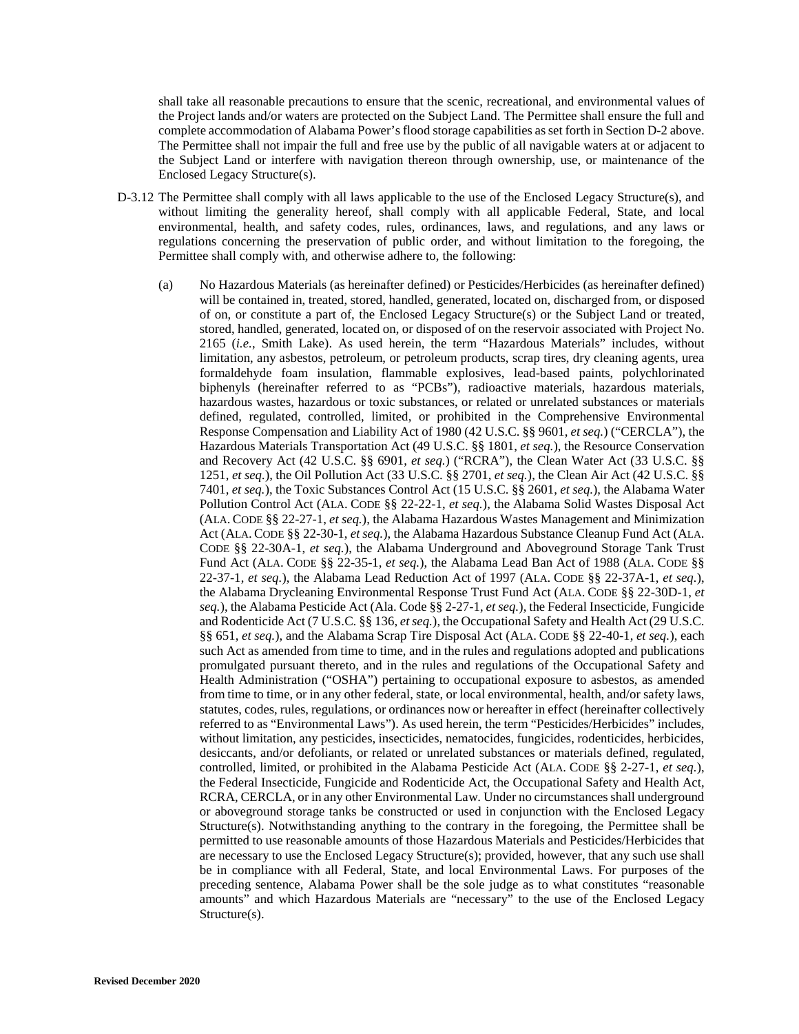shall take all reasonable precautions to ensure that the scenic, recreational, and environmental values of the Project lands and/or waters are protected on the Subject Land. The Permittee shall ensure the full and complete accommodation of Alabama Power's flood storage capabilities as set forth in Section D-2 above. The Permittee shall not impair the full and free use by the public of all navigable waters at or adjacent to the Subject Land or interfere with navigation thereon through ownership, use, or maintenance of the Enclosed Legacy Structure(s).

D-3.12 The Permittee shall comply with all laws applicable to the use of the Enclosed Legacy Structure(s), and without limiting the generality hereof, shall comply with all applicable Federal, State, and local environmental, health, and safety codes, rules, ordinances, laws, and regulations, and any laws or regulations concerning the preservation of public order, and without limitation to the foregoing, the Permittee shall comply with, and otherwise adhere to, the following:

(a) No Hazardous Materials (as hereinafter defined) or Pesticides/Herbicides (as hereinafter defined) will be contained in, treated, stored, handled, generated, located on, discharged from, or disposed of on, or constitute a part of, the Enclosed Legacy Structure(s) or the Subject Land or treated, stored, handled, generated, located on, or disposed of on the reservoir associated with Project No. 2165 (*i.e.*, Smith Lake). As used herein, the term "Hazardous Materials" includes, without limitation, any asbestos, petroleum, or petroleum products, scrap tires, dry cleaning agents, urea formaldehyde foam insulation, flammable explosives, lead-based paints, polychlorinated biphenyls (hereinafter referred to as "PCBs"), radioactive materials, hazardous materials, hazardous wastes, hazardous or toxic substances, or related or unrelated substances or materials defined, regulated, controlled, limited, or prohibited in the Comprehensive Environmental Response Compensation and Liability Act of 1980 (42 U.S.C. §§ 9601, *et seq.*) ("CERCLA"), the Hazardous Materials Transportation Act (49 U.S.C. §§ 1801, *et seq.*), the Resource Conservation and Recovery Act (42 U.S.C. §§ 6901, *et seq.*) ("RCRA"), the Clean Water Act (33 U.S.C. §§ 1251, *et seq.*), the Oil Pollution Act (33 U.S.C. §§ 2701, *et seq.*), the Clean Air Act (42 U.S.C. §§ 7401, *et seq.*), the Toxic Substances Control Act (15 U.S.C. §§ 2601, *et seq.*), the Alabama Water Pollution Control Act (ALA. CODE §§ 22-22-1, *et seq.*), the Alabama Solid Wastes Disposal Act (ALA. CODE §§ 22-27-1, *et seq.*), the Alabama Hazardous Wastes Management and Minimization Act (ALA. CODE §§ 22-30-1, *et seq.*), the Alabama Hazardous Substance Cleanup Fund Act (ALA. CODE §§ 22-30A-1, *et seq.*), the Alabama Underground and Aboveground Storage Tank Trust Fund Act (ALA. CODE §§ 22-35-1, *et seq.*), the Alabama Lead Ban Act of 1988 (ALA. CODE §§ 22-37-1, *et seq.*), the Alabama Lead Reduction Act of 1997 (ALA. CODE §§ 22-37A-1, *et seq.*), the Alabama Drycleaning Environmental Response Trust Fund Act (ALA. CODE §§ 22-30D-1, *et seq.*), the Alabama Pesticide Act (Ala. Code §§ 2-27-1, *et seq.*), the Federal Insecticide, Fungicide and Rodenticide Act (7 U.S.C. §§ 136, *et seq.*), the Occupational Safety and Health Act (29 U.S.C. §§ 651, *et seq.*), and the Alabama Scrap Tire Disposal Act (ALA. CODE §§ 22-40-1, *et seq.*), each such Act as amended from time to time, and in the rules and regulations adopted and publications promulgated pursuant thereto, and in the rules and regulations of the Occupational Safety and Health Administration ("OSHA") pertaining to occupational exposure to asbestos, as amended from time to time, or in any other federal, state, or local environmental, health, and/or safety laws, statutes, codes, rules, regulations, or ordinances now or hereafter in effect (hereinafter collectively referred to as "Environmental Laws"). As used herein, the term "Pesticides/Herbicides" includes, without limitation, any pesticides, insecticides, nematocides, fungicides, rodenticides, herbicides, desiccants, and/or defoliants, or related or unrelated substances or materials defined, regulated, controlled, limited, or prohibited in the Alabama Pesticide Act (ALA. CODE §§ 2-27-1, *et seq.*), the Federal Insecticide, Fungicide and Rodenticide Act, the Occupational Safety and Health Act, RCRA, CERCLA, or in any other Environmental Law. Under no circumstances shall underground or aboveground storage tanks be constructed or used in conjunction with the Enclosed Legacy Structure(s). Notwithstanding anything to the contrary in the foregoing, the Permittee shall be permitted to use reasonable amounts of those Hazardous Materials and Pesticides/Herbicides that are necessary to use the Enclosed Legacy Structure(s); provided, however, that any such use shall be in compliance with all Federal, State, and local Environmental Laws. For purposes of the preceding sentence, Alabama Power shall be the sole judge as to what constitutes "reasonable amounts" and which Hazardous Materials are "necessary" to the use of the Enclosed Legacy Structure(s).

**Revised December 2020**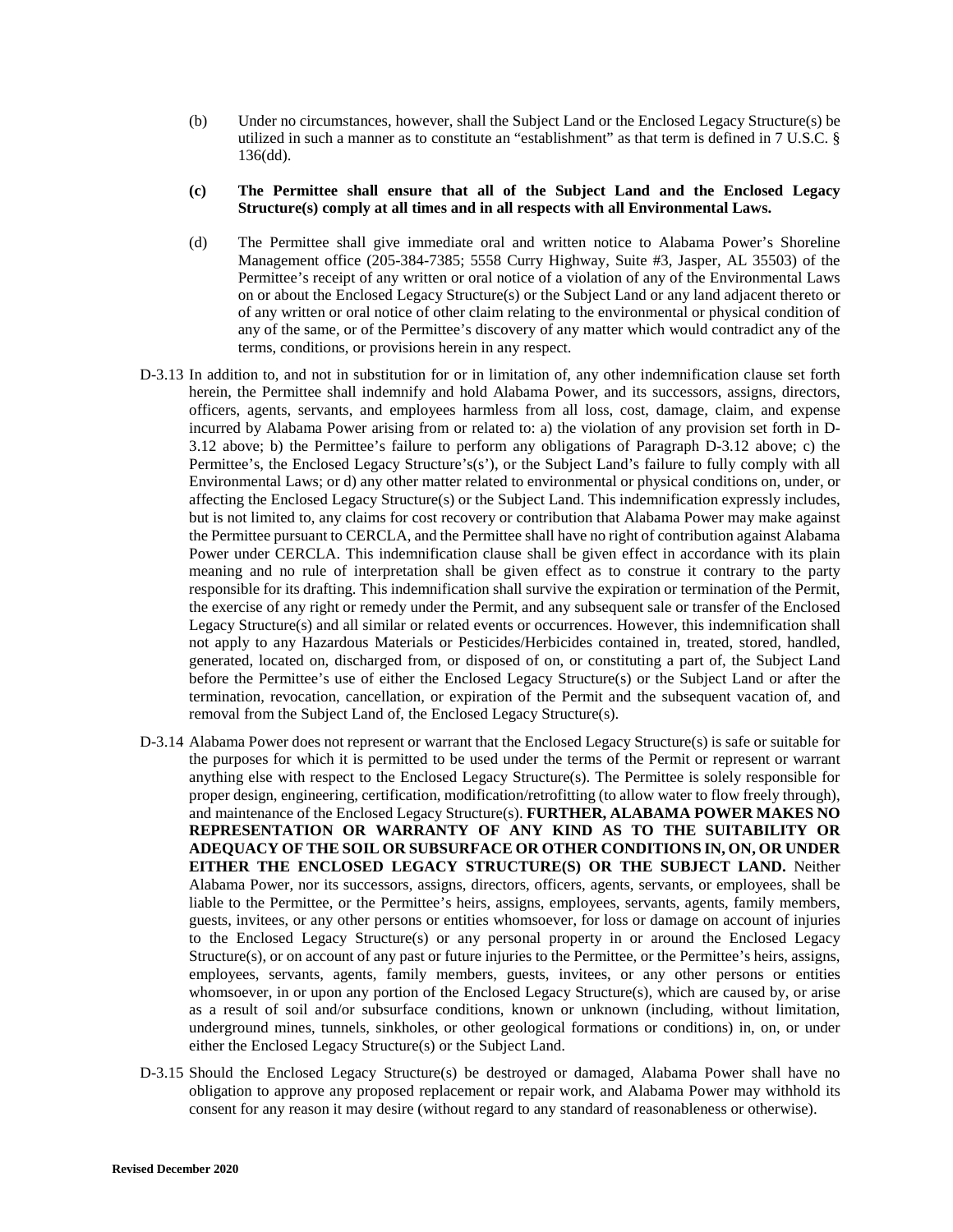(b) Under no circumstances, however, shall the Subject Land or the Enclosed Legacy Structure(s) be utilized in such a manner as to constitute an "establishment" as that term is defined in 7 U.S.C. § 136(dd).

**(c) The Permittee shall ensure that all of the Subject Land and the Enclosed Legacy Structure(s) comply at all times and in all respects with all Environmental Laws.**

(d) The Permittee shall give immediate oral and written notice to Alabama Power's Shoreline Management office (205-384-7385; 5558 Curry Highway, Suite #3, Jasper, AL 35503) of the Permittee's receipt of any written or oral notice of a violation of any of the Environmental Laws on or about the Enclosed Legacy Structure(s) or the Subject Land or any land adjacent thereto or of any written or oral notice of other claim relating to the environmental or physical condition of any of the same, or of the Permittee's discovery of any matter which would contradict any of the terms, conditions, or provisions herein in any respect.

D-3.13 In addition to, and not in substitution for or in limitation of, any other indemnification clause set forth herein, the Permittee shall indemnify and hold Alabama Power, and its successors, assigns, directors, officers, agents, servants, and employees harmless from all loss, cost, damage, claim, and expense incurred by Alabama Power arising from or related to: a) the violation of any provision set forth in D-3.12 above; b) the Permittee's failure to perform any obligations of Paragraph D-3.12 above; c) the Permittee's, the Enclosed Legacy Structure's(s'), or the Subject Land's failure to fully comply with all Environmental Laws; or d) any other matter related to environmental or physical conditions on, under, or affecting the Enclosed Legacy Structure(s) or the Subject Land. This indemnification expressly includes, but is not limited to, any claims for cost recovery or contribution that Alabama Power may make against the Permittee pursuant to CERCLA, and the Permittee shall have no right of contribution against Alabama Power under CERCLA. This indemnification clause shall be given effect in accordance with its plain meaning and no rule of interpretation shall be given effect as to construe it contrary to the party responsible for its drafting. This indemnification shall survive the expiration or termination of the Permit, the exercise of any right or remedy under the Permit, and any subsequent sale or transfer of the Enclosed Legacy Structure(s) and all similar or related events or occurrences. However, this indemnification shall not apply to any Hazardous Materials or Pesticides/Herbicides contained in, treated, stored, handled, generated, located on, discharged from, or disposed of on, or constituting a part of, the Subject Land before the Permittee's use of either the Enclosed Legacy Structure(s) or the Subject Land or after the termination, revocation, cancellation, or expiration of the Permit and the subsequent vacation of, and removal from the Subject Land of, the Enclosed Legacy Structure(s).

D-3.14 Alabama Power does not represent or warrant that the Enclosed Legacy Structure(s) is safe or suitable for the purposes for which it is permitted to be used under the terms of the Permit or represent or warrant anything else with respect to the Enclosed Legacy Structure(s). The Permittee is solely responsible for proper design, engineering, certification, modification/retrofitting (to allow water to flow freely through), and maintenance of the Enclosed Legacy Structure(s). **FURTHER, ALABAMA POWER MAKES NO REPRESENTATION OR WARRANTY OF ANY KIND AS TO THE SUITABILITY OR ADEQUACY OF THE SOIL OR SUBSURFACE OR OTHER CONDITIONS IN, ON, OR UNDER EITHER THE ENCLOSED LEGACY STRUCTURE(S) OR THE SUBJECT LAND.** Neither Alabama Power, nor its successors, assigns, directors, officers, agents, servants, or employees, shall be liable to the Permittee, or the Permittee's heirs, assigns, employees, servants, agents, family members, guests, invitees, or any other persons or entities whomsoever, for loss or damage on account of injuries to the Enclosed Legacy Structure(s) or any personal property in or around the Enclosed Legacy Structure(s), or on account of any past or future injuries to the Permittee, or the Permittee's heirs, assigns, employees, servants, agents, family members, guests, invitees, or any other persons or entities whomsoever, in or upon any portion of the Enclosed Legacy Structure(s), which are caused by, or arise as a result of soil and/or subsurface conditions, known or unknown (including, without limitation, underground mines, tunnels, sinkholes, or other geological formations or conditions) in, on, or under either the Enclosed Legacy Structure(s) or the Subject Land.

D-3.15 Should the Enclosed Legacy Structure(s) be destroyed or damaged, Alabama Power shall have no obligation to approve any proposed replacement or repair work, and Alabama Power may withhold its consent for any reason it may desire (without regard to any standard of reasonableness or otherwise).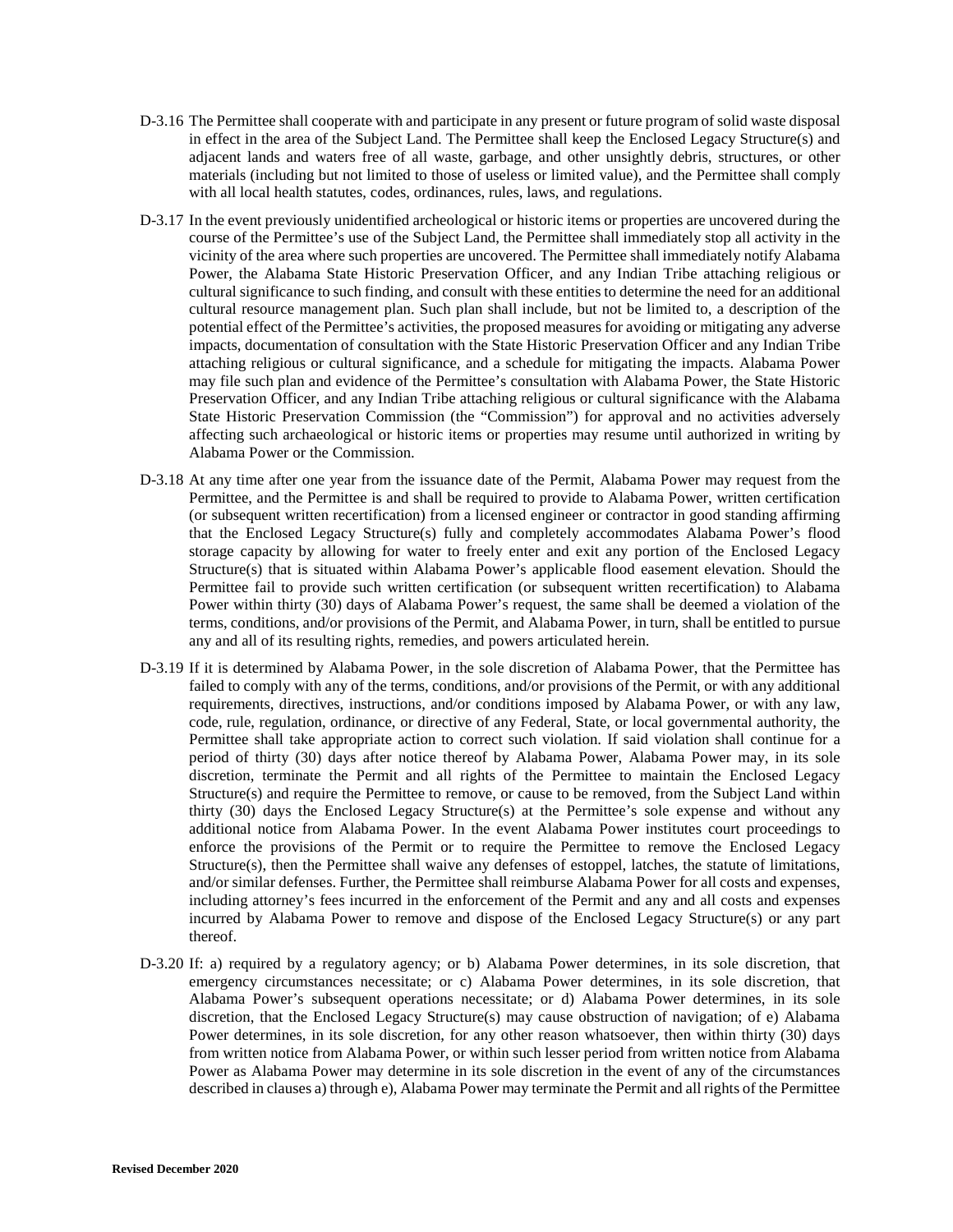D-3.16 The Permittee shall cooperate with and participate in any present or future program of solid waste disposal in effect in the area of the Subject Land. The Permittee shall keep the Enclosed Legacy Structure(s) and adjacent lands and waters free of all waste, garbage, and other unsightly debris, structures, or other materials (including but not limited to those of useless or limited value), and the Permittee shall comply with all local health statutes, codes, ordinances, rules, laws, and regulations.

D-3.17 In the event previously unidentified archeological or historic items or properties are uncovered during the course of the Permittee's use of the Subject Land, the Permittee shall immediately stop all activity in the vicinity of the area where such properties are uncovered. The Permittee shall immediately notify Alabama Power, the Alabama State Historic Preservation Officer, and any Indian Tribe attaching religious or cultural significance to such finding, and consult with these entities to determine the need for an additional cultural resource management plan. Such plan shall include, but not be limited to, a description of the potential effect of the Permittee's activities, the proposed measures for avoiding or mitigating any adverse impacts, documentation of consultation with the State Historic Preservation Officer and any Indian Tribe attaching religious or cultural significance, and a schedule for mitigating the impacts. Alabama Power may file such plan and evidence of the Permittee's consultation with Alabama Power, the State Historic Preservation Officer, and any Indian Tribe attaching religious or cultural significance with the Alabama State Historic Preservation Commission (the "Commission") for approval and no activities adversely affecting such archaeological or historic items or properties may resume until authorized in writing by Alabama Power or the Commission.

D-3.18 At any time after one year from the issuance date of the Permit, Alabama Power may request from the Permittee, and the Permittee is and shall be required to provide to Alabama Power, written certification (or subsequent written recertification) from a licensed engineer or contractor in good standing affirming that the Enclosed Legacy Structure(s) fully and completely accommodates Alabama Power's flood storage capacity by allowing for water to freely enter and exit any portion of the Enclosed Legacy Structure(s) that is situated within Alabama Power's applicable flood easement elevation. Should the Permittee fail to provide such written certification (or subsequent written recertification) to Alabama Power within thirty (30) days of Alabama Power's request, the same shall be deemed a violation of the terms, conditions, and/or provisions of the Permit, and Alabama Power, in turn, shall be entitled to pursue any and all of its resulting rights, remedies, and powers articulated herein.

D-3.19 If it is determined by Alabama Power, in the sole discretion of Alabama Power, that the Permittee has failed to comply with any of the terms, conditions, and/or provisions of the Permit, or with any additional requirements, directives, instructions, and/or conditions imposed by Alabama Power, or with any law, code, rule, regulation, ordinance, or directive of any Federal, State, or local governmental authority, the Permittee shall take appropriate action to correct such violation. If said violation shall continue for a period of thirty (30) days after notice thereof by Alabama Power, Alabama Power may, in its sole discretion, terminate the Permit and all rights of the Permittee to maintain the Enclosed Legacy Structure(s) and require the Permittee to remove, or cause to be removed, from the Subject Land within thirty (30) days the Enclosed Legacy Structure(s) at the Permittee's sole expense and without any additional notice from Alabama Power. In the event Alabama Power institutes court proceedings to enforce the provisions of the Permit or to require the Permittee to remove the Enclosed Legacy Structure(s), then the Permittee shall waive any defenses of estoppel, latches, the statute of limitations, and/or similar defenses. Further, the Permittee shall reimburse Alabama Power for all costs and expenses, including attorney's fees incurred in the enforcement of the Permit and any and all costs and expenses incurred by Alabama Power to remove and dispose of the Enclosed Legacy Structure(s) or any part thereof.

D-3.20 If: a) required by a regulatory agency; or b) Alabama Power determines, in its sole discretion, that emergency circumstances necessitate; or c) Alabama Power determines, in its sole discretion, that Alabama Power's subsequent operations necessitate; or d) Alabama Power determines, in its sole discretion, that the Enclosed Legacy Structure(s) may cause obstruction of navigation; of e) Alabama Power determines, in its sole discretion, for any other reason whatsoever, then within thirty (30) days from written notice from Alabama Power, or within such lesser period from written notice from Alabama Power as Alabama Power may determine in its sole discretion in the event of any of the circumstances described in clauses a) through e), Alabama Power may terminate the Permit and all rights of the Permittee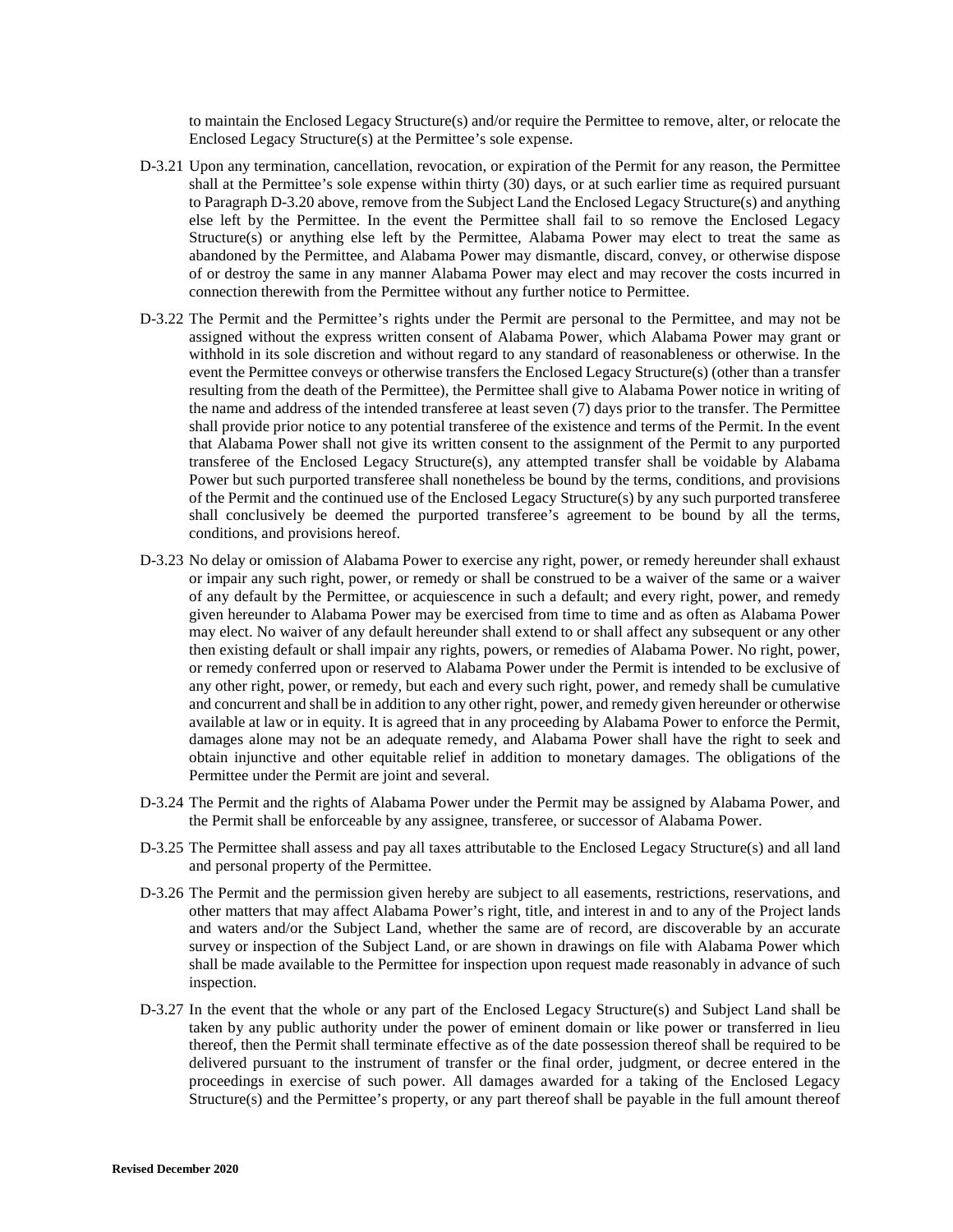to maintain the Enclosed Legacy Structure(s) and/or require the Permittee to remove, alter, or relocate the Enclosed Legacy Structure(s) at the Permittee's sole expense.

D-3.21 Upon any termination, cancellation, revocation, or expiration of the Permit for any reason, the Permittee shall at the Permittee's sole expense within thirty (30) days, or at such earlier time as required pursuant to Paragraph D-3.20 above, remove from the Subject Land the Enclosed Legacy Structure(s) and anything else left by the Permittee. In the event the Permittee shall fail to so remove the Enclosed Legacy Structure(s) or anything else left by the Permittee, Alabama Power may elect to treat the same as abandoned by the Permittee, and Alabama Power may dismantle, discard, convey, or otherwise dispose of or destroy the same in any manner Alabama Power may elect and may recover the costs incurred in connection therewith from the Permittee without any further notice to Permittee.

D-3.22 The Permit and the Permittee's rights under the Permit are personal to the Permittee, and may not be assigned without the express written consent of Alabama Power, which Alabama Power may grant or withhold in its sole discretion and without regard to any standard of reasonableness or otherwise. In the event the Permittee conveys or otherwise transfers the Enclosed Legacy Structure(s) (other than a transfer resulting from the death of the Permittee), the Permittee shall give to Alabama Power notice in writing of the name and address of the intended transferee at least seven (7) days prior to the transfer. The Permittee shall provide prior notice to any potential transferee of the existence and terms of the Permit. In the event that Alabama Power shall not give its written consent to the assignment of the Permit to any purported transferee of the Enclosed Legacy Structure(s), any attempted transfer shall be voidable by Alabama Power but such purported transferee shall nonetheless be bound by the terms, conditions, and provisions of the Permit and the continued use of the Enclosed Legacy Structure(s) by any such purported transferee shall conclusively be deemed the purported transferee's agreement to be bound by all the terms, conditions, and provisions hereof.

D-3.23 No delay or omission of Alabama Power to exercise any right, power, or remedy hereunder shall exhaust or impair any such right, power, or remedy or shall be construed to be a waiver of the same or a waiver of any default by the Permittee, or acquiescence in such a default; and every right, power, and remedy given hereunder to Alabama Power may be exercised from time to time and as often as Alabama Power may elect. No waiver of any default hereunder shall extend to or shall affect any subsequent or any other then existing default or shall impair any rights, powers, or remedies of Alabama Power. No right, power, or remedy conferred upon or reserved to Alabama Power under the Permit is intended to be exclusive of any other right, power, or remedy, but each and every such right, power, and remedy shall be cumulative and concurrent and shall be in addition to any other right, power, and remedy given hereunder or otherwise available at law or in equity. It is agreed that in any proceeding by Alabama Power to enforce the Permit, damages alone may not be an adequate remedy, and Alabama Power shall have the right to seek and obtain injunctive and other equitable relief in addition to monetary damages. The obligations of the Permittee under the Permit are joint and several.

D-3.24 The Permit and the rights of Alabama Power under the Permit may be assigned by Alabama Power, and the Permit shall be enforceable by any assignee, transferee, or successor of Alabama Power.

D-3.25 The Permittee shall assess and pay all taxes attributable to the Enclosed Legacy Structure(s) and all land and personal property of the Permittee.

D-3.26 The Permit and the permission given hereby are subject to all easements, restrictions, reservations, and other matters that may affect Alabama Power's right, title, and interest in and to any of the Project lands and waters and/or the Subject Land, whether the same are of record, are discoverable by an accurate survey or inspection of the Subject Land, or are shown in drawings on file with Alabama Power which shall be made available to the Permittee for inspection upon request made reasonably in advance of such inspection.

D-3.27 In the event that the whole or any part of the Enclosed Legacy Structure(s) and Subject Land shall be taken by any public authority under the power of eminent domain or like power or transferred in lieu thereof, then the Permit shall terminate effective as of the date possession thereof shall be required to be delivered pursuant to the instrument of transfer or the final order, judgment, or decree entered in the proceedings in exercise of such power. All damages awarded for a taking of the Enclosed Legacy Structure(s) and the Permittee's property, or any part thereof shall be payable in the full amount thereof

**Revised December 2020**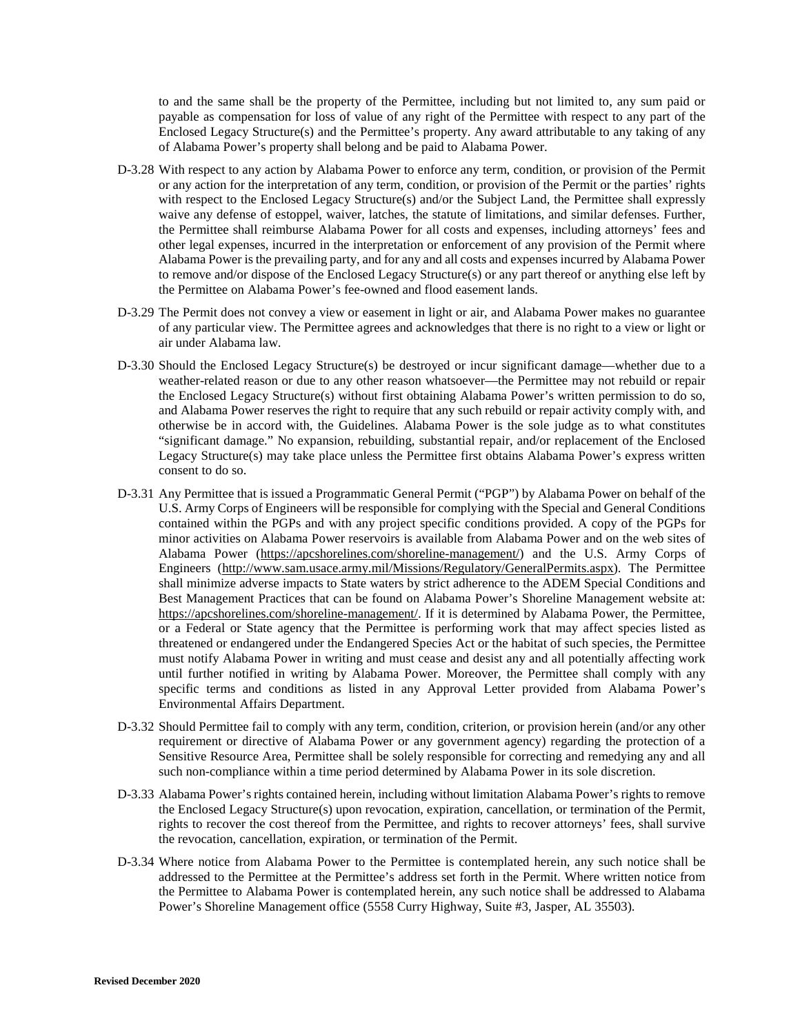to and the same shall be the property of the Permittee, including but not limited to, any sum paid or payable as compensation for loss of value of any right of the Permittee with respect to any part of the Enclosed Legacy Structure(s) and the Permittee's property. Any award attributable to any taking of any of Alabama Power's property shall belong and be paid to Alabama Power.

D-3.28 With respect to any action by Alabama Power to enforce any term, condition, or provision of the Permit or any action for the interpretation of any term, condition, or provision of the Permit or the parties' rights with respect to the Enclosed Legacy Structure(s) and/or the Subject Land, the Permittee shall expressly waive any defense of estoppel, waiver, latches, the statute of limitations, and similar defenses. Further, the Permittee shall reimburse Alabama Power for all costs and expenses, including attorneys' fees and other legal expenses, incurred in the interpretation or enforcement of any provision of the Permit where Alabama Power is the prevailing party, and for any and all costs and expenses incurred by Alabama Power to remove and/or dispose of the Enclosed Legacy Structure(s) or any part thereof or anything else left by the Permittee on Alabama Power's fee-owned and flood easement lands.

D-3.29 The Permit does not convey a view or easement in light or air, and Alabama Power makes no guarantee of any particular view. The Permittee agrees and acknowledges that there is no right to a view or light or air under Alabama law.

D-3.30 Should the Enclosed Legacy Structure(s) be destroyed or incur significant damage—whether due to a weather-related reason or due to any other reason whatsoever—the Permittee may not rebuild or repair the Enclosed Legacy Structure(s) without first obtaining Alabama Power's written permission to do so, and Alabama Power reserves the right to require that any such rebuild or repair activity comply with, and otherwise be in accord with, the Guidelines. Alabama Power is the sole judge as to what constitutes "significant damage." No expansion, rebuilding, substantial repair, and/or replacement of the Enclosed Legacy Structure(s) may take place unless the Permittee first obtains Alabama Power's express written consent to do so.

D-3.31 Any Permittee that is issued a Programmatic General Permit ("PGP") by Alabama Power on behalf of the U.S. Army Corps of Engineers will be responsible for complying with the Special and General Conditions contained within the PGPs and with any project specific conditions provided. A copy of the PGPs for minor activities on Alabama Power reservoirs is available from Alabama Power and on the web sites of Alabama Power (https://apcshorelines.com/shoreline-management/) and the U.S. Army Corps of Engineers (http://www.sam.usace.army.mil/Missions/Regulatory/GeneralPermits.aspx). The Permittee shall minimize adverse impacts to State waters by strict adherence to the ADEM Special Conditions and Best Management Practices that can be found on Alabama Power's Shoreline Management website at: https://apcshorelines.com/shoreline-management/. If it is determined by Alabama Power, the Permittee, or a Federal or State agency that the Permittee is performing work that may affect species listed as threatened or endangered under the Endangered Species Act or the habitat of such species, the Permittee must notify Alabama Power in writing and must cease and desist any and all potentially affecting work until further notified in writing by Alabama Power. Moreover, the Permittee shall comply with any specific terms and conditions as listed in any Approval Letter provided from Alabama Power's Environmental Affairs Department.

D-3.32 Should Permittee fail to comply with any term, condition, criterion, or provision herein (and/or any other requirement or directive of Alabama Power or any government agency) regarding the protection of a Sensitive Resource Area, Permittee shall be solely responsible for correcting and remedying any and all such non-compliance within a time period determined by Alabama Power in its sole discretion.

D-3.33 Alabama Power's rights contained herein, including without limitation Alabama Power's rights to remove the Enclosed Legacy Structure(s) upon revocation, expiration, cancellation, or termination of the Permit, rights to recover the cost thereof from the Permittee, and rights to recover attorneys' fees, shall survive the revocation, cancellation, expiration, or termination of the Permit.

D-3.34 Where notice from Alabama Power to the Permittee is contemplated herein, any such notice shall be addressed to the Permittee at the Permittee's address set forth in the Permit. Where written notice from the Permittee to Alabama Power is contemplated herein, any such notice shall be addressed to Alabama Power's Shoreline Management office (5558 Curry Highway, Suite #3, Jasper, AL 35503).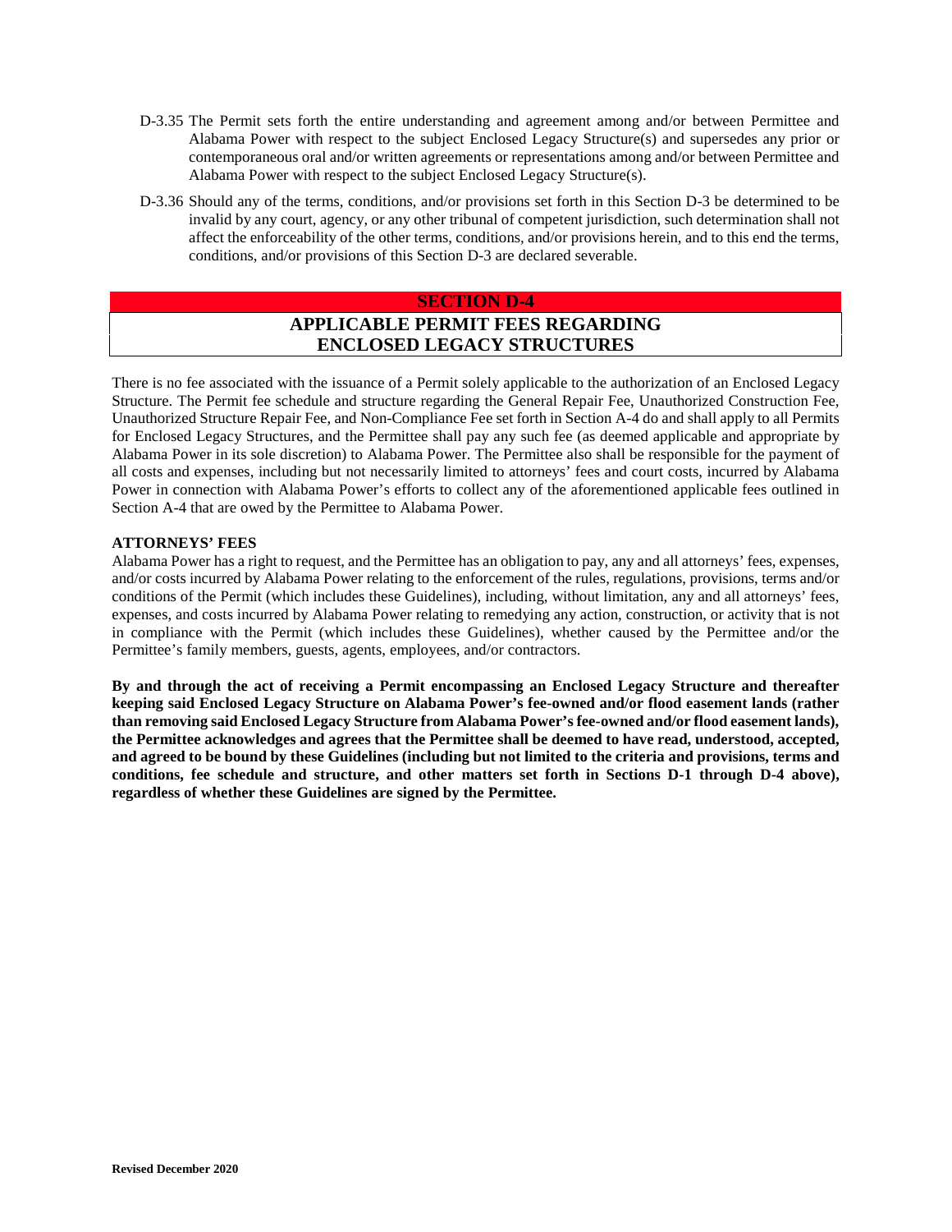D-3.35 The Permit sets forth the entire understanding and agreement among and/or between Permittee and Alabama Power with respect to the subject Enclosed Legacy Structure(s) and supersedes any prior or contemporaneous oral and/or written agreements or representations among and/or between Permittee and Alabama Power with respect to the subject Enclosed Legacy Structure(s).

D-3.36 Should any of the terms, conditions, and/or provisions set forth in this Section D-3 be determined to be invalid by any court, agency, or any other tribunal of competent jurisdiction, such determination shall not affect the enforceability of the other terms, conditions, and/or provisions herein, and to this end the terms, conditions, and/or provisions of this Section D-3 are declared severable.

## SECTION D-4

## APPLICABLE PERMIT FEES REGARDING ENCLOSED LEGACY STRUCTURES

There is no fee associated with the issuance of a Permit solely applicable to the authorization of an Enclosed Legacy Structure. The Permit fee schedule and structure regarding the General Repair Fee, Unauthorized Construction Fee, Unauthorized Structure Repair Fee, and Non-Compliance Fee set forth in Section A-4 do and shall apply to all Permits for Enclosed Legacy Structures, and the Permittee shall pay any such fee (as deemed applicable and appropriate by Alabama Power in its sole discretion) to Alabama Power. The Permittee also shall be responsible for the payment of all costs and expenses, including but not necessarily limited to attorneys' fees and court costs, incurred by Alabama Power in connection with Alabama Power's efforts to collect any of the aforementioned applicable fees outlined in Section A-4 that are owed by the Permittee to Alabama Power.

**ATTORNEYS' FEES**

Alabama Power has a right to request, and the Permittee has an obligation to pay, any and all attorneys' fees, expenses, and/or costs incurred by Alabama Power relating to the enforcement of the rules, regulations, provisions, terms and/or conditions of the Permit (which includes these Guidelines), including, without limitation, any and all attorneys' fees, expenses, and costs incurred by Alabama Power relating to remedying any action, construction, or activity that is not in compliance with the Permit (which includes these Guidelines), whether caused by the Permittee and/or the Permittee's family members, guests, agents, employees, and/or contractors.

**By and through the act of receiving a Permit encompassing an Enclosed Legacy Structure and thereafter keeping said Enclosed Legacy Structure on Alabama Power's fee-owned and/or flood easement lands (rather than removing said Enclosed Legacy Structure from Alabama Power's fee-owned and/or flood easement lands), the Permittee acknowledges and agrees that the Permittee shall be deemed to have read, understood, accepted, and agreed to be bound by these Guidelines (including but not limited to the criteria and provisions, terms and conditions, fee schedule and structure, and other matters set forth in Sections D-1 through D-4 above), regardless of whether these Guidelines are signed by the Permittee.**

**Revised December 2020**